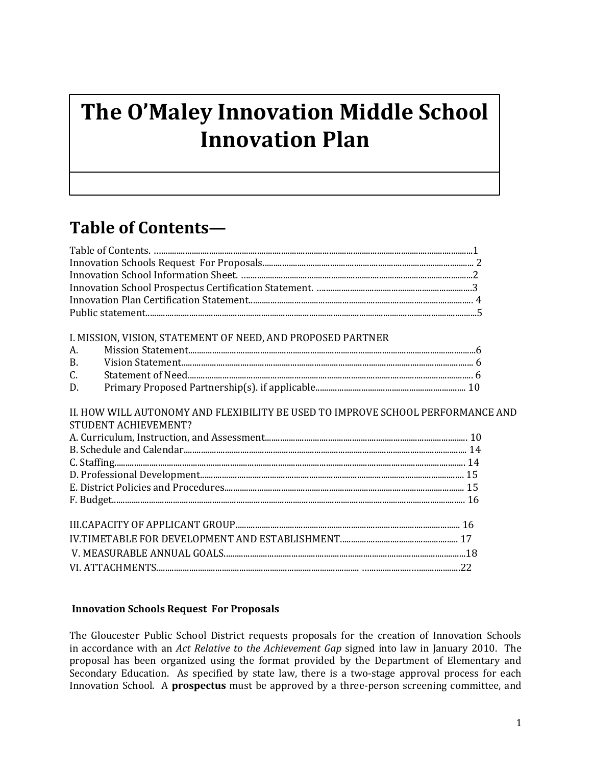# The O'Maley Innovation Middle School Innovation Plan

## Table of Contents—

Table of Contents. ....1
Innovation Schools Request For Proposals.... 2
Innovation School Information Sheet. ....2
Innovation School Prospectus Certification Statement. ....3
Innovation Plan Certification Statement.... 4
Public statement....5

I. MISSION, VISION, STATEMENT OF NEED, AND PROPOSED PARTNER
A. Mission Statement....6
B. Vision Statement.... 6
C. Statement of Need.... 6
D. Primary Proposed Partnership(s). if applicable.... 10

II. HOW WILL AUTONOMY AND FLEXIBILITY BE USED TO IMPROVE SCHOOL PERFORMANCE AND STUDENT ACHIEVEMENT?
A. Curriculum, Instruction, and Assessment.... 10
B. Schedule and Calendar.... 14
C. Staffing.... 14
D. Professional Development.... 15
E. District Policies and Procedures.... 15
F. Budget.... 16

III.CAPACITY OF APPLICANT GROUP.... 16
IV.TIMETABLE FOR DEVELOPMENT AND ESTABLISHMENT.... 17
V. MEASURABLE ANNUAL GOALS....18
VI. ATTACHMENTS.... ....22

### Innovation Schools Request For Proposals

The Gloucester Public School District requests proposals for the creation of Innovation Schools in accordance with an *Act Relative to the Achievement Gap* signed into law in January 2010. The proposal has been organized using the format provided by the Department of Elementary and Secondary Education. As specified by state law, there is a two-stage approval process for each Innovation School. A **prospectus** must be approved by a three-person screening committee, and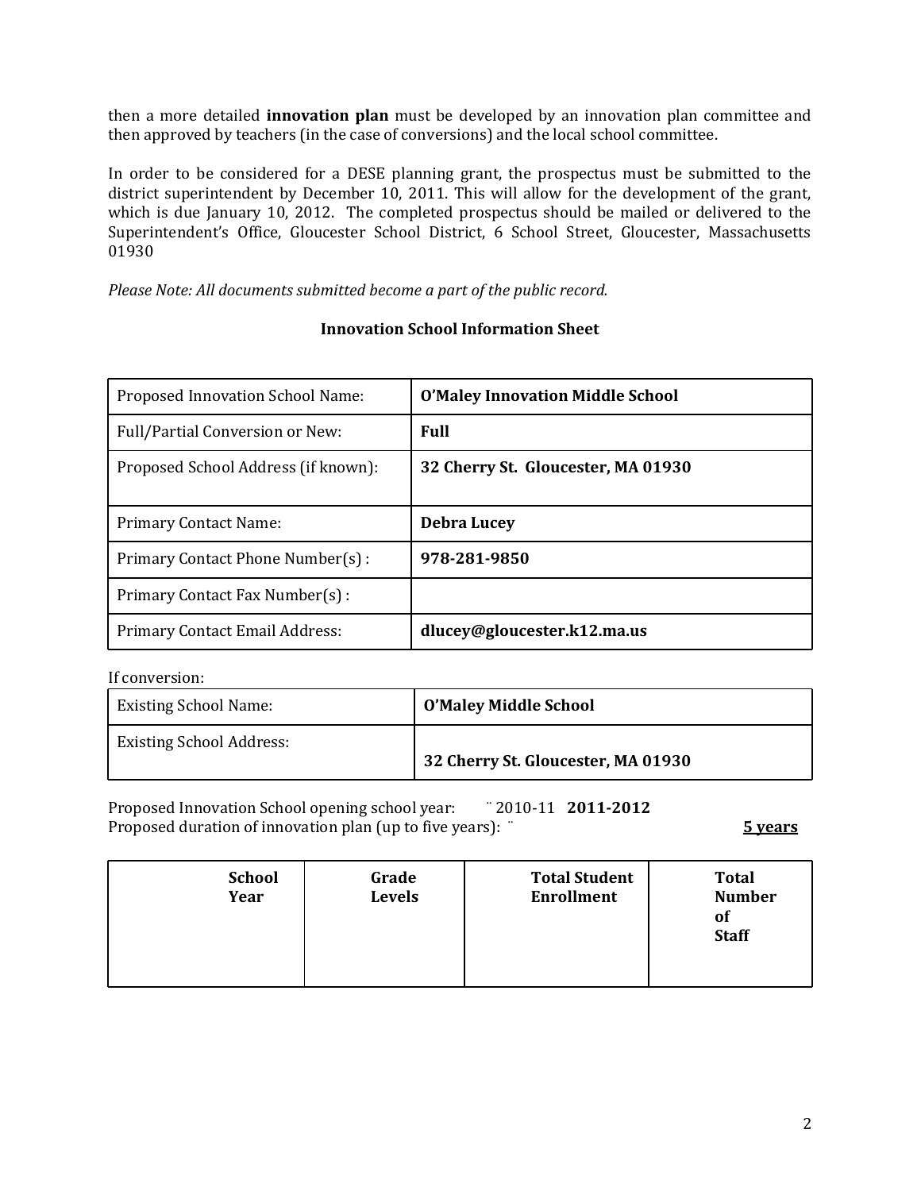then a more detailed **innovation plan** must be developed by an innovation plan committee and then approved by teachers (in the case of conversions) and the local school committee.

In order to be considered for a DESE planning grant, the prospectus must be submitted to the district superintendent by December 10, 2011. This will allow for the development of the grant, which is due January 10, 2012. The completed prospectus should be mailed or delivered to the Superintendent's Office, Gloucester School District, 6 School Street, Gloucester, Massachusetts 01930

*Please Note: All documents submitted become a part of the public record.*

### Innovation School Information Sheet

| | |
|---|---|
| Proposed Innovation School Name: | **O'Maley Innovation Middle School** |
| Full/Partial Conversion or New: | **Full** |
| Proposed School Address (if known): | **32 Cherry St. Gloucester, MA 01930** |
| Primary Contact Name: | **Debra Lucey** |
| Primary Contact Phone Number(s) : | **978-281-9850** |
| Primary Contact Fax Number(s) : | |
| Primary Contact Email Address: | **dlucey@gloucester.k12.ma.us** |

If conversion:

| | |
|---|---|
| Existing School Name: | **O'Maley Middle School** |
| Existing School Address: | **32 Cherry St. Gloucester, MA 01930** |

Proposed Innovation School opening school year: ¨ 2010-11 **2011-2012**
Proposed duration of innovation plan (up to five years): ¨ **5 years**

| School Year | Grade Levels | Total Student Enrollment | Total Number of Staff |
|---|---|---|---|
| | | | |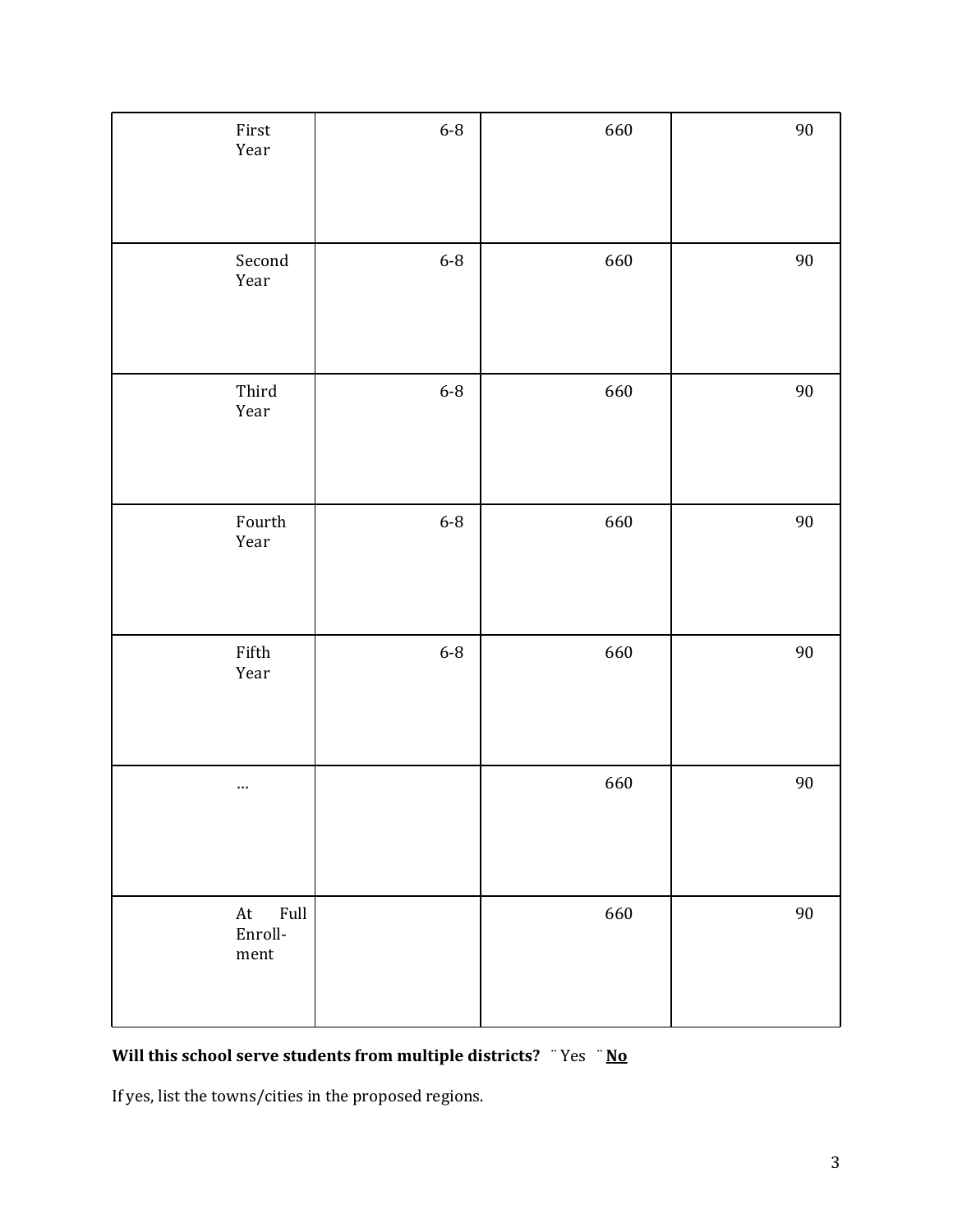| | | | |
|---|---|---|---|
| First Year | 6-8 | 660 | 90 |
| Second Year | 6-8 | 660 | 90 |
| Third Year | 6-8 | 660 | 90 |
| Fourth Year | 6-8 | 660 | 90 |
| Fifth Year | 6-8 | 660 | 90 |
| … | | 660 | 90 |
| At Full Enroll-ment | | 660 | 90 |

**Will this school serve students from multiple districts?** ¨ Yes ¨ **No**

If yes, list the towns/cities in the proposed regions.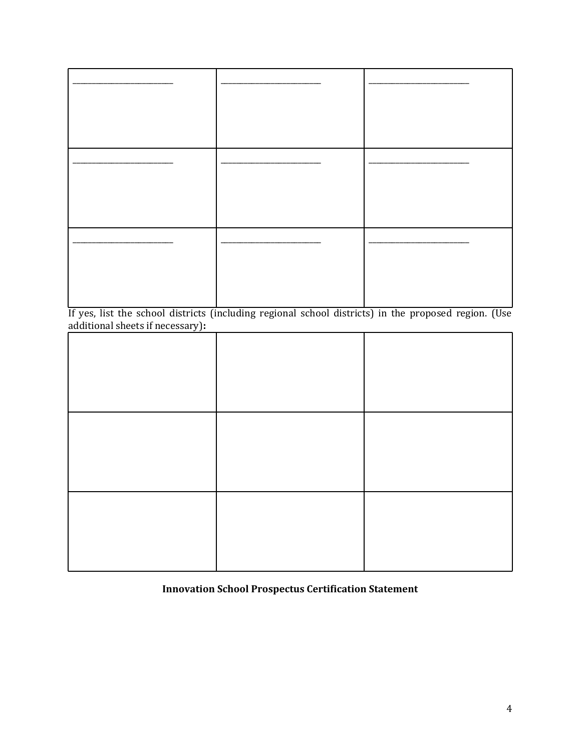| ______________________ | ______________________ | ______________________ |
| --- | --- | --- |
| ______________________ | ______________________ | ______________________ |
| ______________________ | ______________________ | ______________________ |

If yes, list the school districts (including regional school districts) in the proposed region. (Use additional sheets if necessary)**:**

| | | |
| --- | --- | --- |
| | | |
| | | |
| | | |

**Innovation School Prospectus Certification Statement**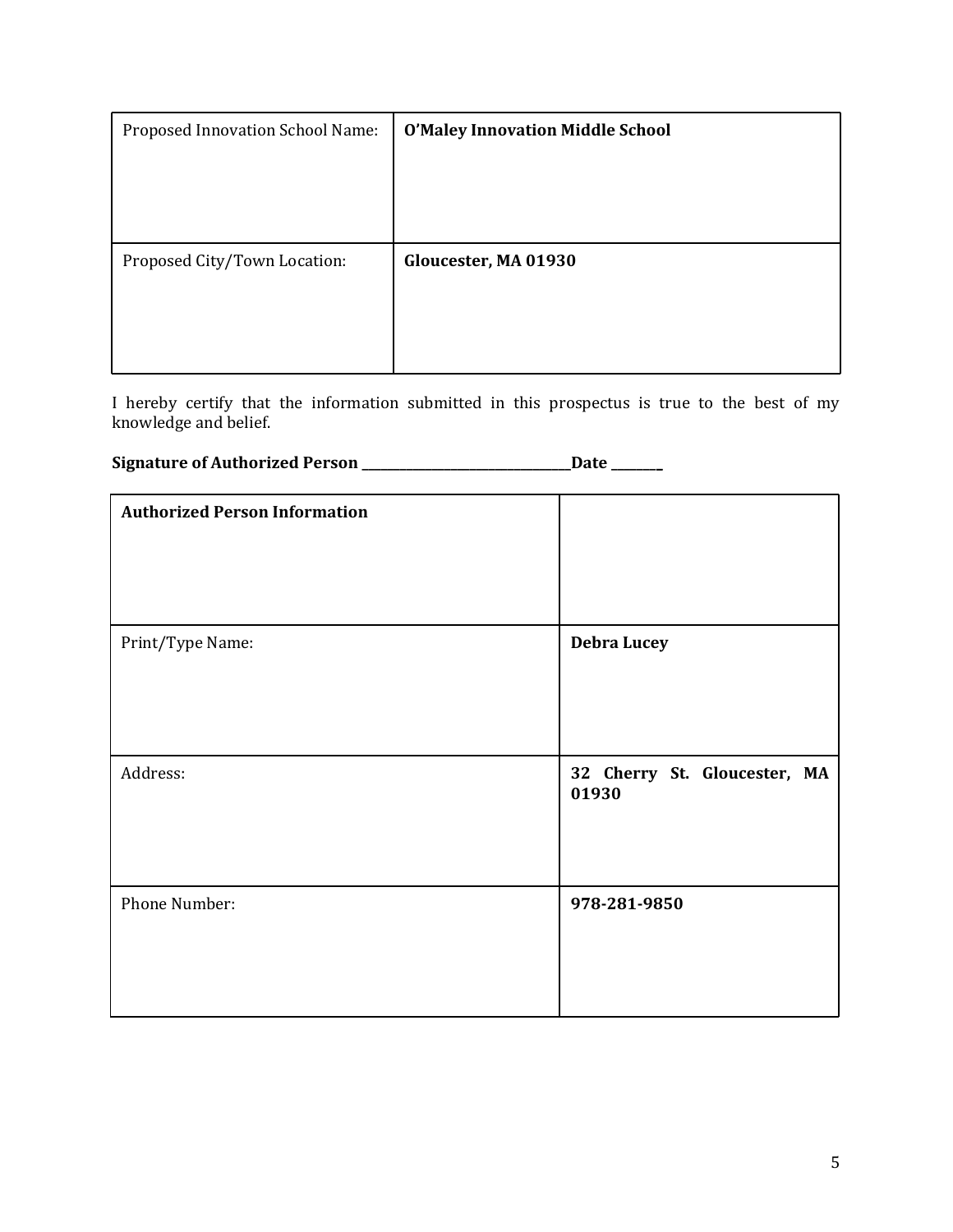| Proposed Innovation School Name: | **O'Maley Innovation Middle School** |
|---|---|
| Proposed City/Town Location: | **Gloucester, MA 01930** |

I hereby certify that the information submitted in this prospectus is true to the best of my knowledge and belief.

**Signature of Authorized Person \_\_\_\_\_\_\_\_\_\_\_\_\_\_\_\_\_\_\_\_\_\_\_\_\_\_\_\_\_\_\_\_\_\_Date \_\_\_\_\_\_\_\_\_**

| **Authorized Person Information** | |
|---|---|
| Print/Type Name: | **Debra Lucey** |
| Address: | **32 Cherry St. Gloucester, MA 01930** |
| Phone Number: | **978-281-9850** |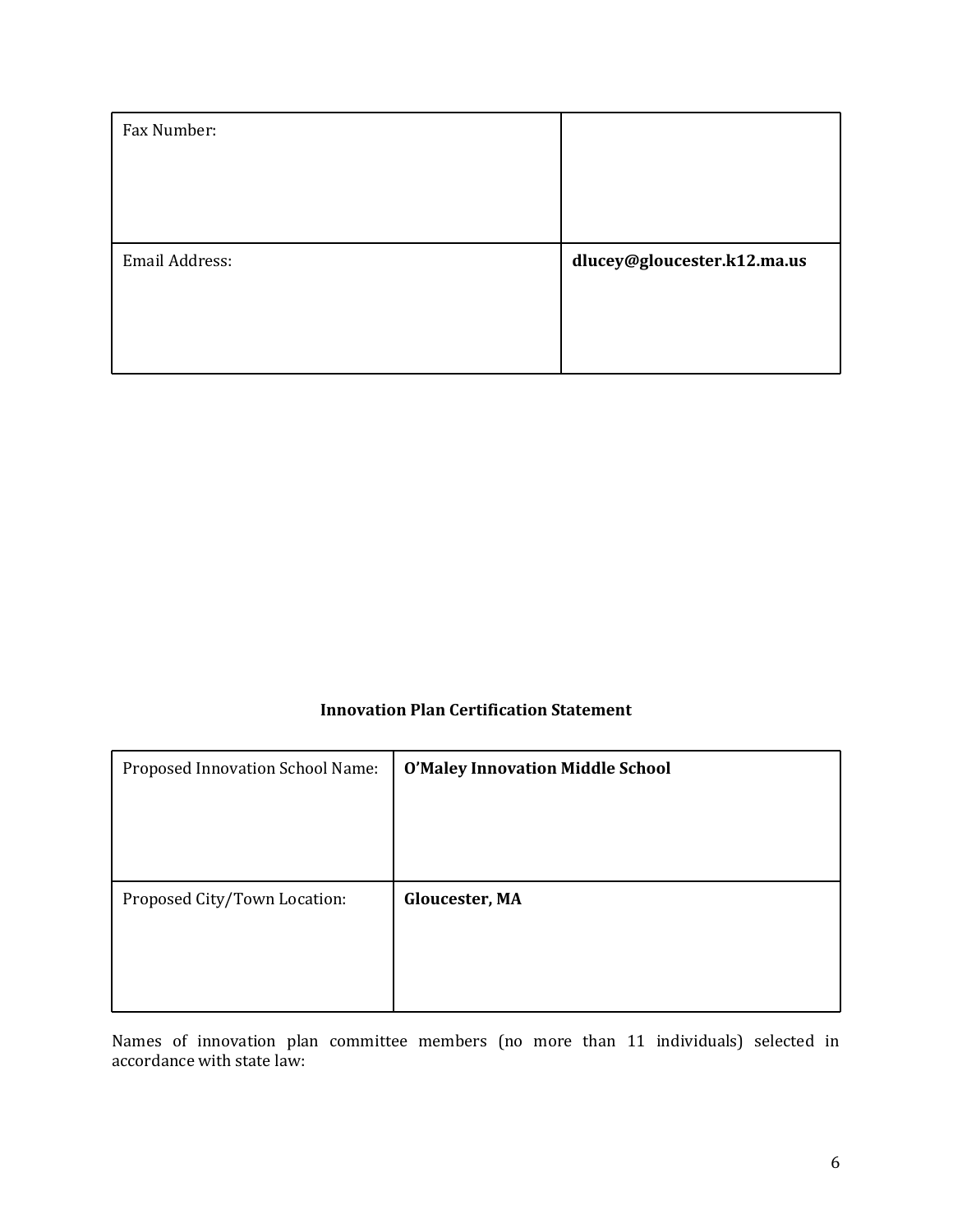| Fax Number: | |
|---|---|
| Email Address: | **dlucey@gloucester.k12.ma.us** |

**Innovation Plan Certification Statement**

| Proposed Innovation School Name: | **O'Maley Innovation Middle School** |
|---|---|
| Proposed City/Town Location: | **Gloucester, MA** |

Names of innovation plan committee members (no more than 11 individuals) selected in accordance with state law: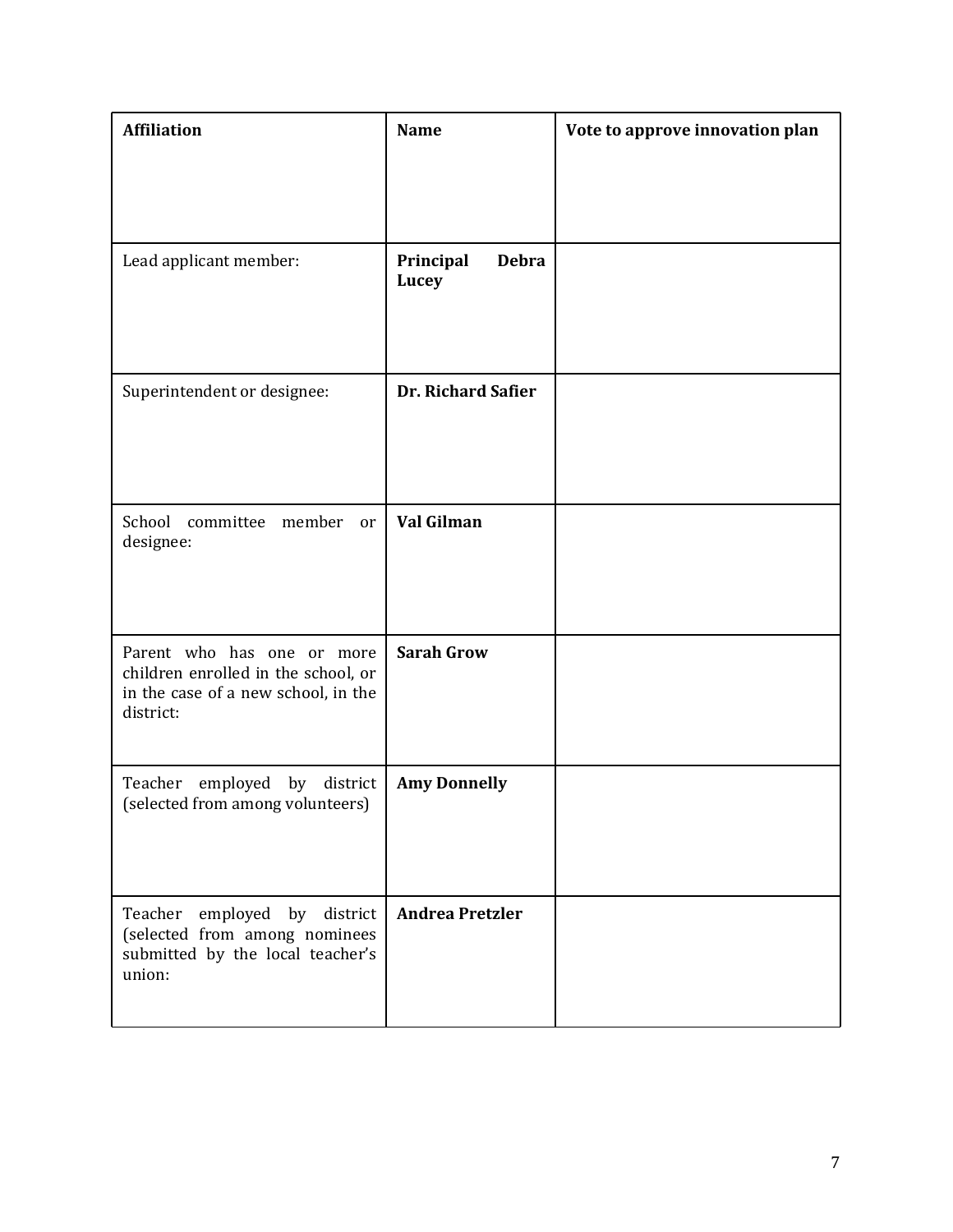| Affiliation | Name | Vote to approve innovation plan |
| --- | --- | --- |
| Lead applicant member: | **Principal Debra Lucey** | |
| Superintendent or designee: | **Dr. Richard Safier** | |
| School committee member or designee: | **Val Gilman** | |
| Parent who has one or more children enrolled in the school, or in the case of a new school, in the district: | **Sarah Grow** | |
| Teacher employed by district (selected from among volunteers) | **Amy Donnelly** | |
| Teacher employed by district (selected from among nominees submitted by the local teacher's union: | **Andrea Pretzler** | |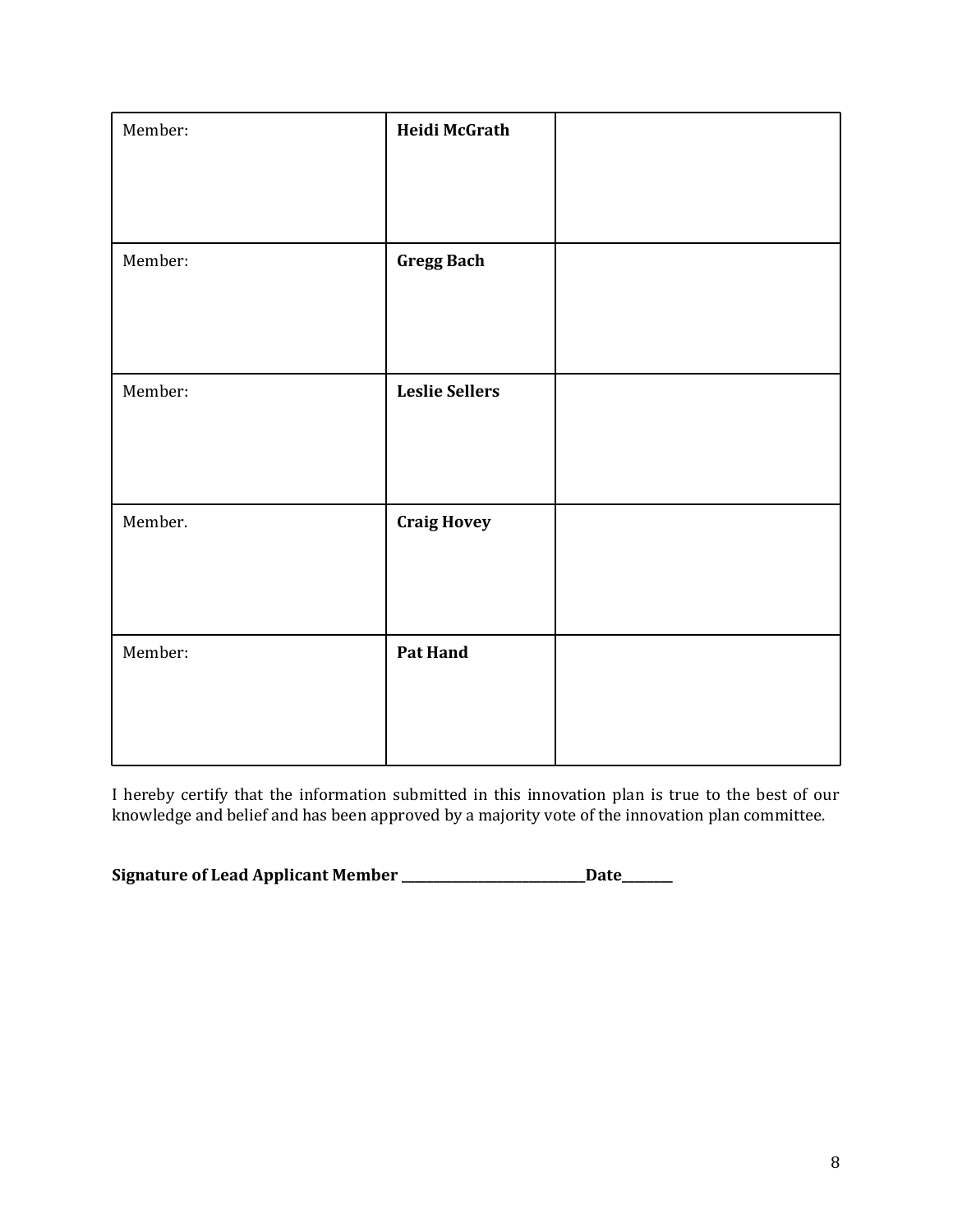| | | |
|---|---|---|
| Member: | **Heidi McGrath** | |
| Member: | **Gregg Bach** | |
| Member: | **Leslie Sellers** | |
| Member. | **Craig Hovey** | |
| Member: | **Pat Hand** | |

I hereby certify that the information submitted in this innovation plan is true to the best of our knowledge and belief and has been approved by a majority vote of the innovation plan committee.

**Signature of Lead Applicant Member \_\_\_\_\_\_\_\_\_\_\_\_\_\_\_\_\_\_\_\_\_\_\_\_\_\_\_\_\_\_Date\_\_\_\_\_\_\_\_\_**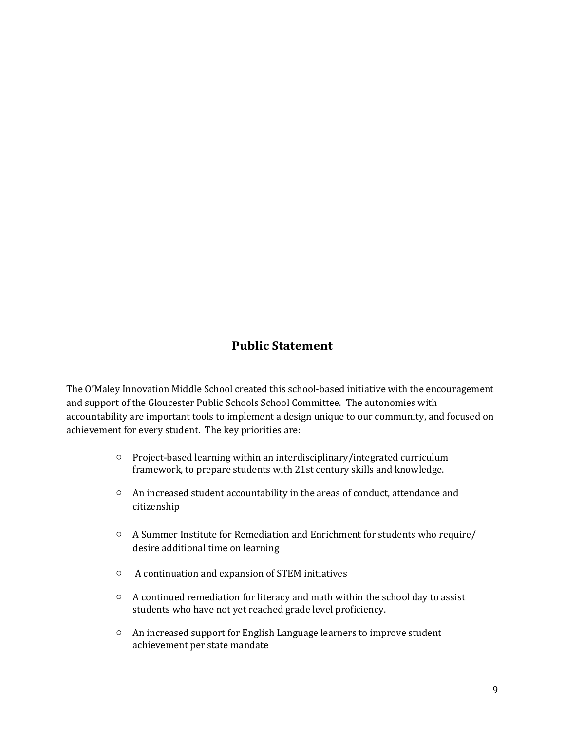## Public Statement

The O'Maley Innovation Middle School created this school-based initiative with the encouragement and support of the Gloucester Public Schools School Committee. The autonomies with accountability are important tools to implement a design unique to our community, and focused on achievement for every student. The key priorities are:

- Project-based learning within an interdisciplinary/integrated curriculum framework, to prepare students with 21st century skills and knowledge.
- An increased student accountability in the areas of conduct, attendance and citizenship
- A Summer Institute for Remediation and Enrichment for students who require/ desire additional time on learning
- A continuation and expansion of STEM initiatives
- A continued remediation for literacy and math within the school day to assist students who have not yet reached grade level proficiency.
- An increased support for English Language learners to improve student achievement per state mandate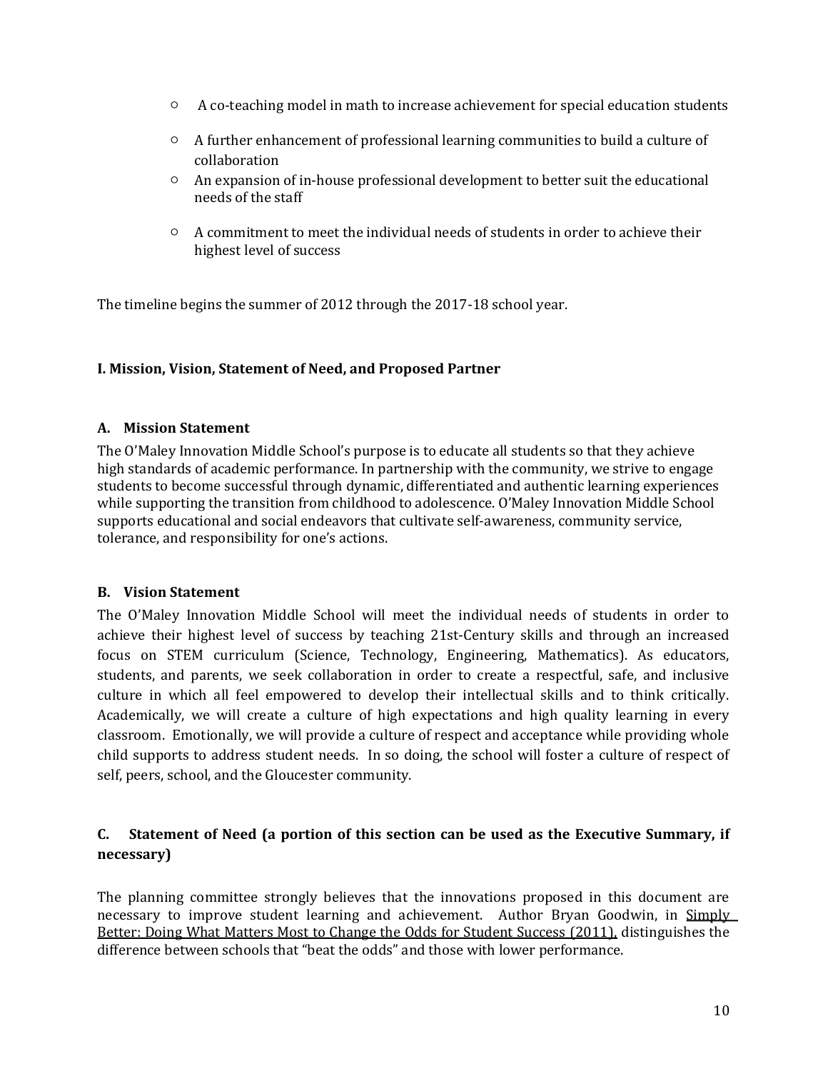- A co-teaching model in math to increase achievement for special education students
- A further enhancement of professional learning communities to build a culture of collaboration
- An expansion of in-house professional development to better suit the educational needs of the staff
- A commitment to meet the individual needs of students in order to achieve their highest level of success

The timeline begins the summer of 2012 through the 2017-18 school year.

## I. Mission, Vision, Statement of Need, and Proposed Partner

### A. Mission Statement

The O'Maley Innovation Middle School's purpose is to educate all students so that they achieve high standards of academic performance. In partnership with the community, we strive to engage students to become successful through dynamic, differentiated and authentic learning experiences while supporting the transition from childhood to adolescence. O'Maley Innovation Middle School supports educational and social endeavors that cultivate self-awareness, community service, tolerance, and responsibility for one's actions.

### B. Vision Statement

The O'Maley Innovation Middle School will meet the individual needs of students in order to achieve their highest level of success by teaching 21st-Century skills and through an increased focus on STEM curriculum (Science, Technology, Engineering, Mathematics). As educators, students, and parents, we seek collaboration in order to create a respectful, safe, and inclusive culture in which all feel empowered to develop their intellectual skills and to think critically. Academically, we will create a culture of high expectations and high quality learning in every classroom. Emotionally, we will provide a culture of respect and acceptance while providing whole child supports to address student needs. In so doing, the school will foster a culture of respect of self, peers, school, and the Gloucester community.

### C. Statement of Need (a portion of this section can be used as the Executive Summary, if necessary)

The planning committee strongly believes that the innovations proposed in this document are necessary to improve student learning and achievement. Author Bryan Goodwin, in <u>Simply Better: Doing What Matters Most to Change the Odds for Student Success (2011),</u> distinguishes the difference between schools that "beat the odds" and those with lower performance.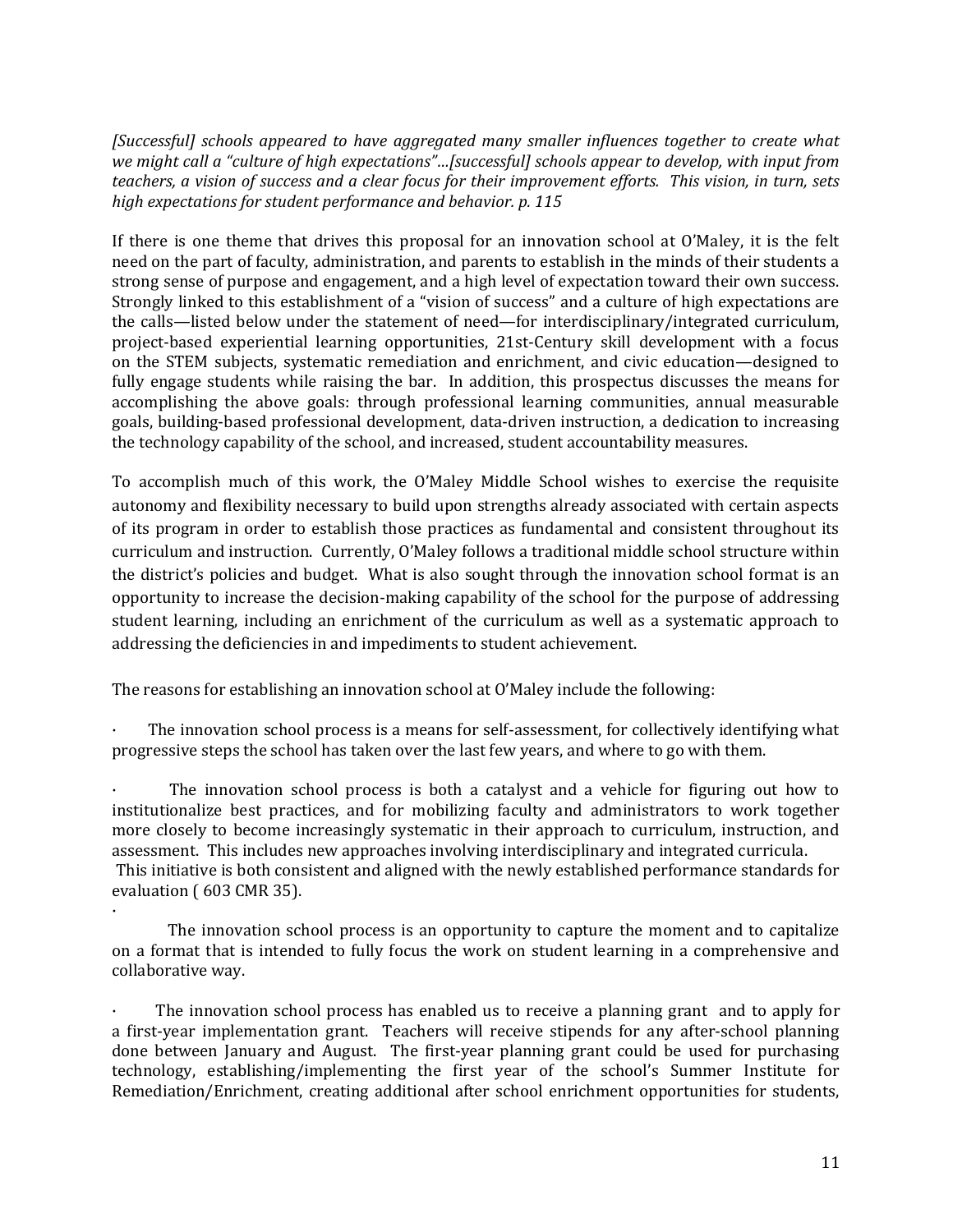*[Successful] schools appeared to have aggregated many smaller influences together to create what we might call a "culture of high expectations"…[successful] schools appear to develop, with input from teachers, a vision of success and a clear focus for their improvement efforts. This vision, in turn, sets high expectations for student performance and behavior. p. 115*

If there is one theme that drives this proposal for an innovation school at O'Maley, it is the felt need on the part of faculty, administration, and parents to establish in the minds of their students a strong sense of purpose and engagement, and a high level of expectation toward their own success. Strongly linked to this establishment of a "vision of success" and a culture of high expectations are the calls—listed below under the statement of need—for interdisciplinary/integrated curriculum, project-based experiential learning opportunities, 21st-Century skill development with a focus on the STEM subjects, systematic remediation and enrichment, and civic education—designed to fully engage students while raising the bar. In addition, this prospectus discusses the means for accomplishing the above goals: through professional learning communities, annual measurable goals, building-based professional development, data-driven instruction, a dedication to increasing the technology capability of the school, and increased, student accountability measures.

To accomplish much of this work, the O'Maley Middle School wishes to exercise the requisite autonomy and flexibility necessary to build upon strengths already associated with certain aspects of its program in order to establish those practices as fundamental and consistent throughout its curriculum and instruction. Currently, O'Maley follows a traditional middle school structure within the district's policies and budget. What is also sought through the innovation school format is an opportunity to increase the decision-making capability of the school for the purpose of addressing student learning, including an enrichment of the curriculum as well as a systematic approach to addressing the deficiencies in and impediments to student achievement.

The reasons for establishing an innovation school at O'Maley include the following:

- The innovation school process is a means for self-assessment, for collectively identifying what progressive steps the school has taken over the last few years, and where to go with them.

- The innovation school process is both a catalyst and a vehicle for figuring out how to institutionalize best practices, and for mobilizing faculty and administrators to work together more closely to become increasingly systematic in their approach to curriculum, instruction, and assessment. This includes new approaches involving interdisciplinary and integrated curricula. This initiative is both consistent and aligned with the newly established performance standards for evaluation ( 603 CMR 35).

- The innovation school process is an opportunity to capture the moment and to capitalize on a format that is intended to fully focus the work on student learning in a comprehensive and collaborative way.

- The innovation school process has enabled us to receive a planning grant and to apply for a first-year implementation grant. Teachers will receive stipends for any after-school planning done between January and August. The first-year planning grant could be used for purchasing technology, establishing/implementing the first year of the school's Summer Institute for Remediation/Enrichment, creating additional after school enrichment opportunities for students,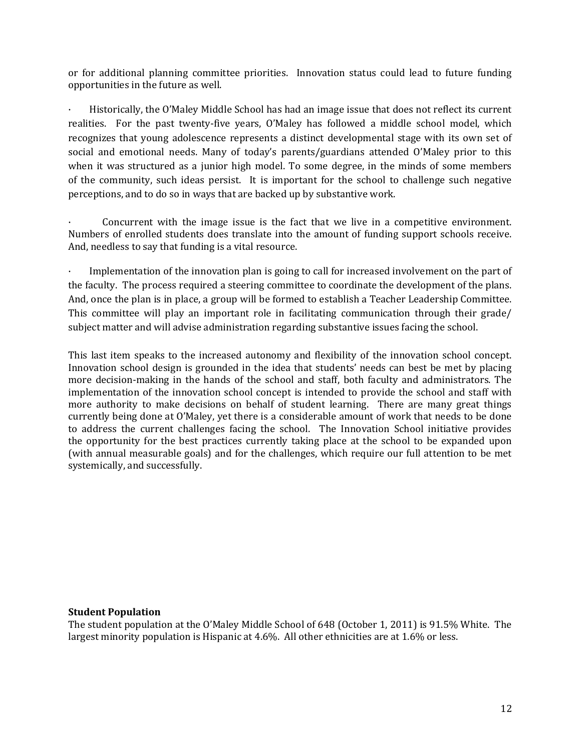or for additional planning committee priorities. Innovation status could lead to future funding opportunities in the future as well.

· Historically, the O'Maley Middle School has had an image issue that does not reflect its current realities. For the past twenty-five years, O'Maley has followed a middle school model, which recognizes that young adolescence represents a distinct developmental stage with its own set of social and emotional needs. Many of today's parents/guardians attended O'Maley prior to this when it was structured as a junior high model. To some degree, in the minds of some members of the community, such ideas persist. It is important for the school to challenge such negative perceptions, and to do so in ways that are backed up by substantive work.

· Concurrent with the image issue is the fact that we live in a competitive environment. Numbers of enrolled students does translate into the amount of funding support schools receive. And, needless to say that funding is a vital resource.

· Implementation of the innovation plan is going to call for increased involvement on the part of the faculty. The process required a steering committee to coordinate the development of the plans. And, once the plan is in place, a group will be formed to establish a Teacher Leadership Committee. This committee will play an important role in facilitating communication through their grade/ subject matter and will advise administration regarding substantive issues facing the school.

This last item speaks to the increased autonomy and flexibility of the innovation school concept. Innovation school design is grounded in the idea that students' needs can best be met by placing more decision-making in the hands of the school and staff, both faculty and administrators. The implementation of the innovation school concept is intended to provide the school and staff with more authority to make decisions on behalf of student learning. There are many great things currently being done at O'Maley, yet there is a considerable amount of work that needs to be done to address the current challenges facing the school. The Innovation School initiative provides the opportunity for the best practices currently taking place at the school to be expanded upon (with annual measurable goals) and for the challenges, which require our full attention to be met systemically, and successfully.

**Student Population**

The student population at the O'Maley Middle School of 648 (October 1, 2011) is 91.5% White. The largest minority population is Hispanic at 4.6%. All other ethnicities are at 1.6% or less.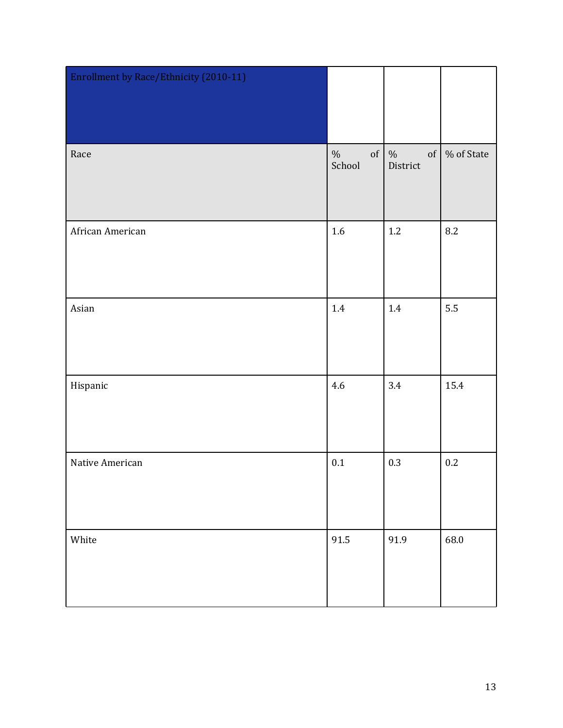| Enrollment by Race/Ethnicity (2010-11) | | | |
|---|---|---|---|
| Race | % of School | % of District | % of State |
| African American | 1.6 | 1.2 | 8.2 |
| Asian | 1.4 | 1.4 | 5.5 |
| Hispanic | 4.6 | 3.4 | 15.4 |
| Native American | 0.1 | 0.3 | 0.2 |
| White | 91.5 | 91.9 | 68.0 |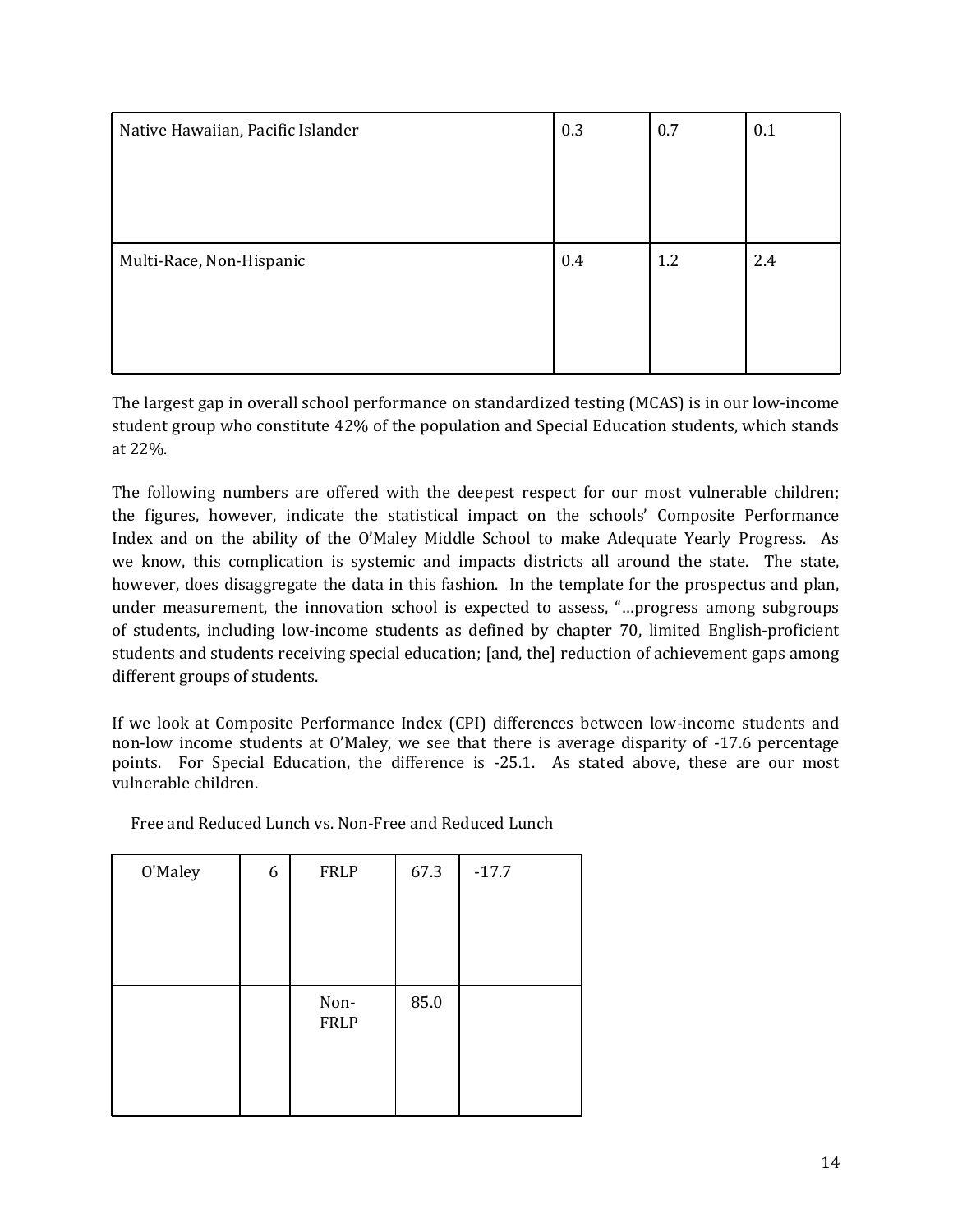| | | | |
|---|---|---|---|
| Native Hawaiian, Pacific Islander | 0.3 | 0.7 | 0.1 |
| Multi-Race, Non-Hispanic | 0.4 | 1.2 | 2.4 |

The largest gap in overall school performance on standardized testing (MCAS) is in our low-income student group who constitute 42% of the population and Special Education students, which stands at 22%.

The following numbers are offered with the deepest respect for our most vulnerable children; the figures, however, indicate the statistical impact on the schools' Composite Performance Index and on the ability of the O'Maley Middle School to make Adequate Yearly Progress. As we know, this complication is systemic and impacts districts all around the state. The state, however, does disaggregate the data in this fashion. In the template for the prospectus and plan, under measurement, the innovation school is expected to assess, "…progress among subgroups of students, including low-income students as defined by chapter 70, limited English-proficient students and students receiving special education; [and, the] reduction of achievement gaps among different groups of students.

If we look at Composite Performance Index (CPI) differences between low-income students and non-low income students at O'Maley, we see that there is average disparity of -17.6 percentage points. For Special Education, the difference is -25.1. As stated above, these are our most vulnerable children.

Free and Reduced Lunch vs. Non-Free and Reduced Lunch

| | | | | |
|---|---|---|---|---|
| O'Maley | 6 | FRLP | 67.3 | -17.7 |
| | | Non-FRLP | 85.0 | |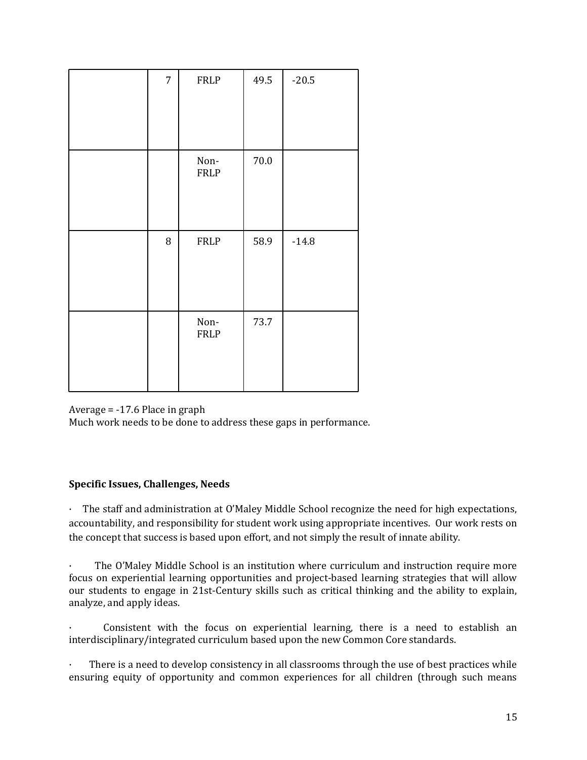|  | 7 | FRLP | 49.5 | -20.5 |
| --- | --- | --- | --- | --- |
|  |  | Non-FRLP | 70.0 |  |
|  | 8 | FRLP | 58.9 | -14.8 |
|  |  | Non-FRLP | 73.7 |  |

Average = -17.6 Place in graph
Much work needs to be done to address these gaps in performance.

**Specific Issues, Challenges, Needs**

· The staff and administration at O'Maley Middle School recognize the need for high expectations, accountability, and responsibility for student work using appropriate incentives. Our work rests on the concept that success is based upon effort, and not simply the result of innate ability.

· The O'Maley Middle School is an institution where curriculum and instruction require more focus on experiential learning opportunities and project-based learning strategies that will allow our students to engage in 21st-Century skills such as critical thinking and the ability to explain, analyze, and apply ideas.

· Consistent with the focus on experiential learning, there is a need to establish an interdisciplinary/integrated curriculum based upon the new Common Core standards.

· There is a need to develop consistency in all classrooms through the use of best practices while ensuring equity of opportunity and common experiences for all children (through such means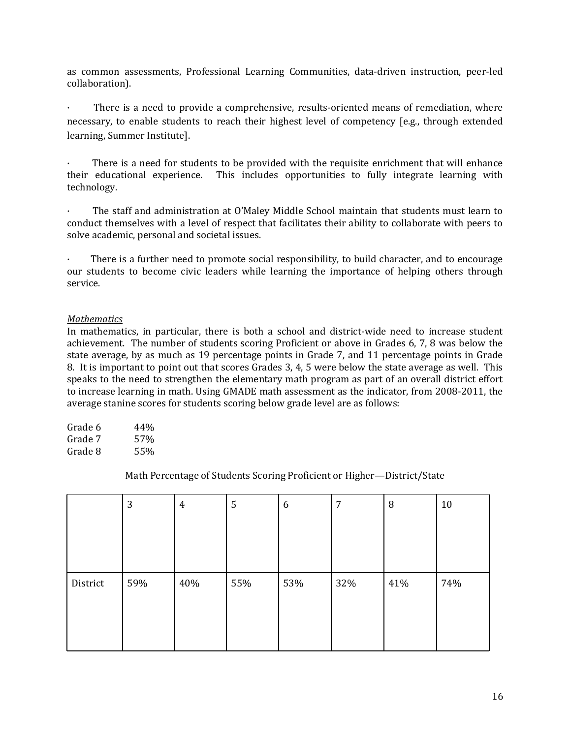as common assessments, Professional Learning Communities, data-driven instruction, peer-led collaboration).

· There is a need to provide a comprehensive, results-oriented means of remediation, where necessary, to enable students to reach their highest level of competency [e.g., through extended learning, Summer Institute].

· There is a need for students to be provided with the requisite enrichment that will enhance their educational experience. This includes opportunities to fully integrate learning with technology.

· The staff and administration at O'Maley Middle School maintain that students must learn to conduct themselves with a level of respect that facilitates their ability to collaborate with peers to solve academic, personal and societal issues.

· There is a further need to promote social responsibility, to build character, and to encourage our students to become civic leaders while learning the importance of helping others through service.

*Mathematics*

In mathematics, in particular, there is both a school and district-wide need to increase student achievement. The number of students scoring Proficient or above in Grades 6, 7, 8 was below the state average, by as much as 19 percentage points in Grade 7, and 11 percentage points in Grade 8. It is important to point out that scores Grades 3, 4, 5 were below the state average as well. This speaks to the need to strengthen the elementary math program as part of an overall district effort to increase learning in math. Using GMADE math assessment as the indicator, from 2008-2011, the average stanine scores for students scoring below grade level are as follows:

Grade 6 44%
Grade 7 57%
Grade 8 55%

Math Percentage of Students Scoring Proficient or Higher—District/State

| | 3 | 4 | 5 | 6 | 7 | 8 | 10 |
|---|---|---|---|---|---|---|---|
| District | 59% | 40% | 55% | 53% | 32% | 41% | 74% |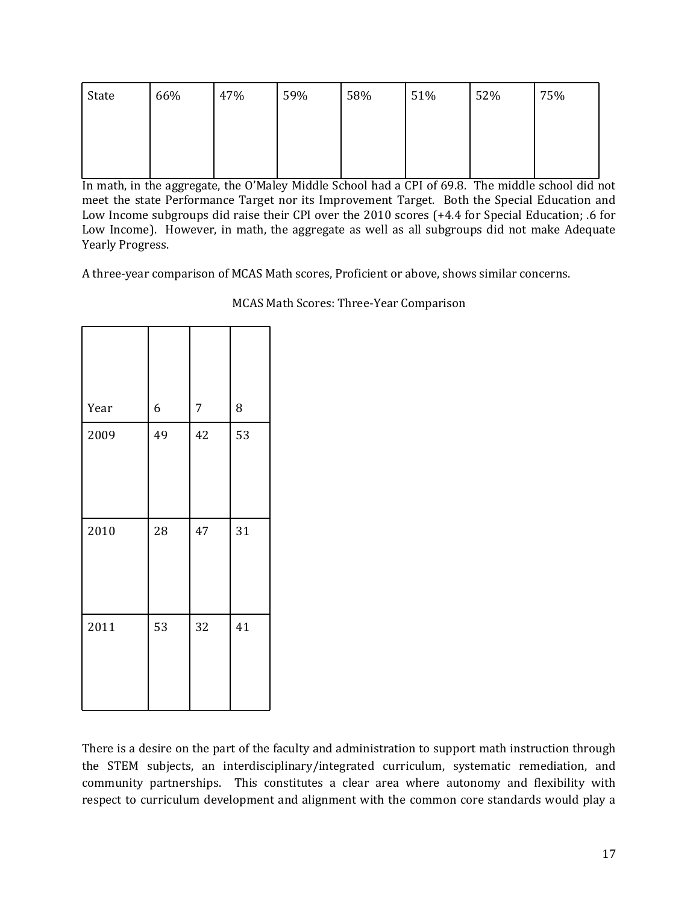| State | 66% | 47% | 59% | 58% | 51% | 52% | 75% |
|---|---|---|---|---|---|---|---|

In math, in the aggregate, the O'Maley Middle School had a CPI of 69.8. The middle school did not meet the state Performance Target nor its Improvement Target. Both the Special Education and Low Income subgroups did raise their CPI over the 2010 scores (+4.4 for Special Education; .6 for Low Income). However, in math, the aggregate as well as all subgroups did not make Adequate Yearly Progress.

A three-year comparison of MCAS Math scores, Proficient or above, shows similar concerns.

MCAS Math Scores: Three-Year Comparison

| Year | 6 | 7 | 8 |
|---|---|---|---|
| 2009 | 49 | 42 | 53 |
| 2010 | 28 | 47 | 31 |
| 2011 | 53 | 32 | 41 |

There is a desire on the part of the faculty and administration to support math instruction through the STEM subjects, an interdisciplinary/integrated curriculum, systematic remediation, and community partnerships. This constitutes a clear area where autonomy and flexibility with respect to curriculum development and alignment with the common core standards would play a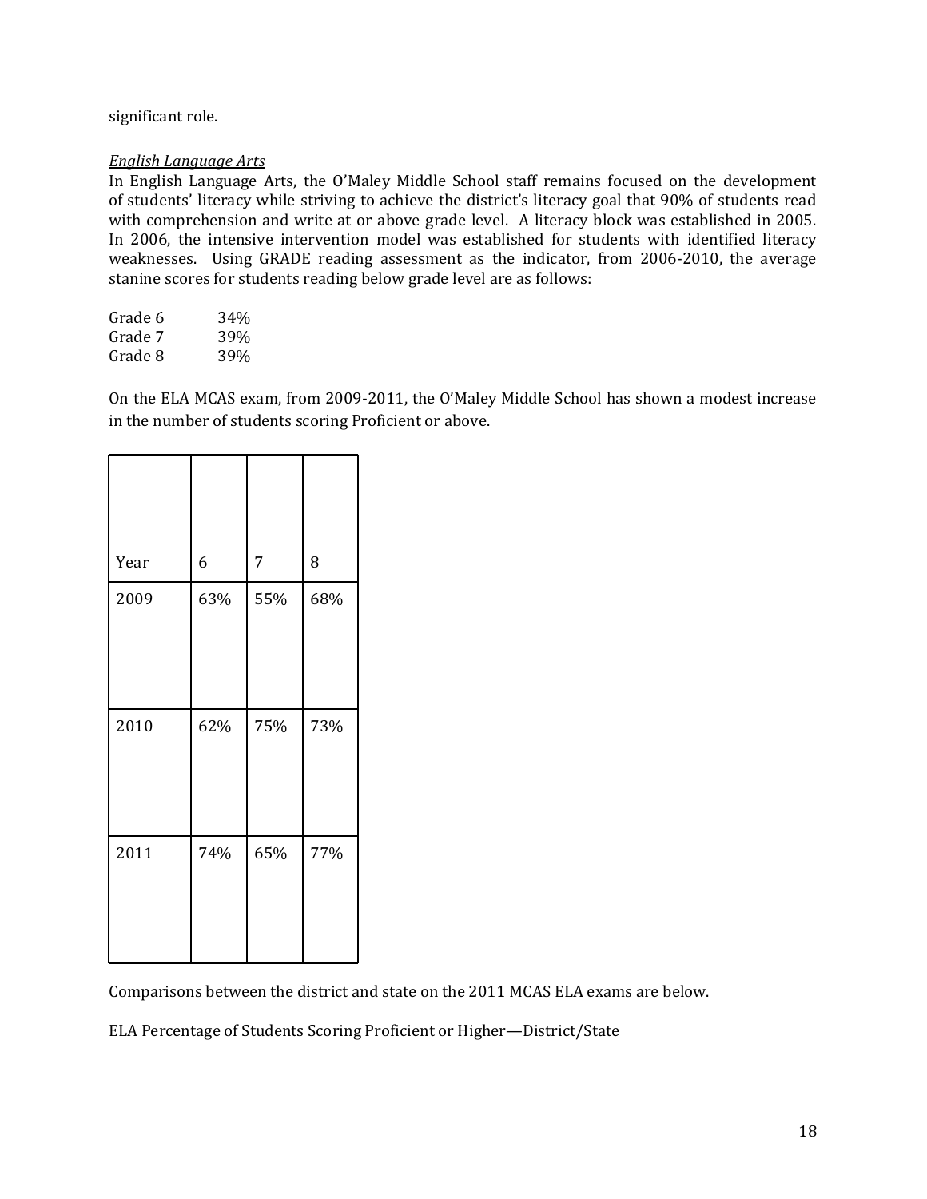significant role.

*English Language Arts*

In English Language Arts, the O'Maley Middle School staff remains focused on the development of students' literacy while striving to achieve the district's literacy goal that 90% of students read with comprehension and write at or above grade level. A literacy block was established in 2005. In 2006, the intensive intervention model was established for students with identified literacy weaknesses. Using GRADE reading assessment as the indicator, from 2006-2010, the average stanine scores for students reading below grade level are as follows:

Grade 6 34%
Grade 7 39%
Grade 8 39%

On the ELA MCAS exam, from 2009-2011, the O'Maley Middle School has shown a modest increase in the number of students scoring Proficient or above.

| Year | 6 | 7 | 8 |
|---|---|---|---|
| 2009 | 63% | 55% | 68% |
| 2010 | 62% | 75% | 73% |
| 2011 | 74% | 65% | 77% |

Comparisons between the district and state on the 2011 MCAS ELA exams are below.

ELA Percentage of Students Scoring Proficient or Higher—District/State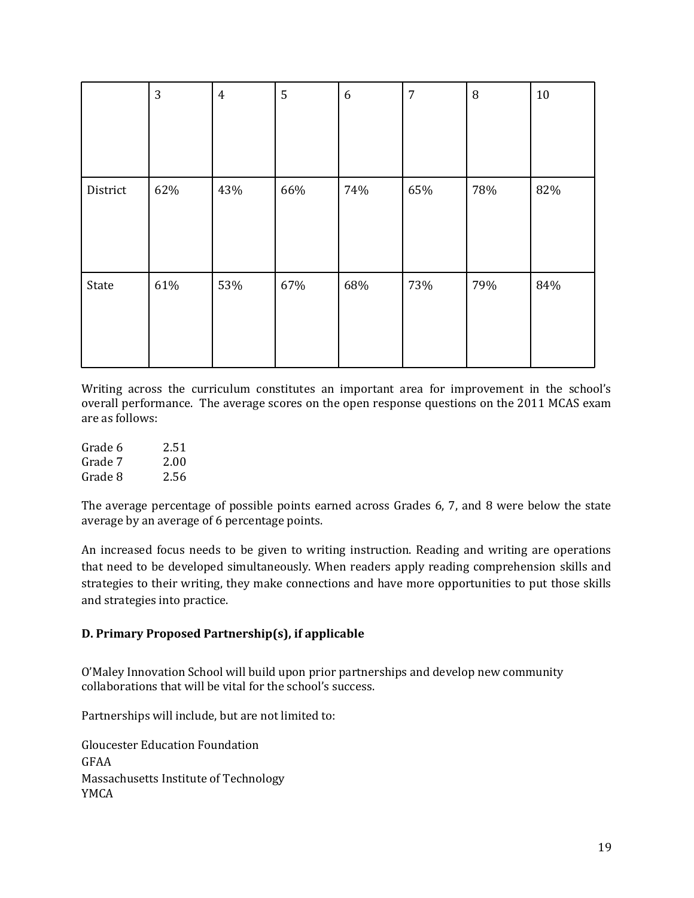| | 3 | 4 | 5 | 6 | 7 | 8 | 10 |
|---|---|---|---|---|---|---|---|
| District | 62% | 43% | 66% | 74% | 65% | 78% | 82% |
| State | 61% | 53% | 67% | 68% | 73% | 79% | 84% |

Writing across the curriculum constitutes an important area for improvement in the school's overall performance. The average scores on the open response questions on the 2011 MCAS exam are as follows:

Grade 6 2.51
Grade 7 2.00
Grade 8 2.56

The average percentage of possible points earned across Grades 6, 7, and 8 were below the state average by an average of 6 percentage points.

An increased focus needs to be given to writing instruction. Reading and writing are operations that need to be developed simultaneously. When readers apply reading comprehension skills and strategies to their writing, they make connections and have more opportunities to put those skills and strategies into practice.

**D. Primary Proposed Partnership(s), if applicable**

O'Maley Innovation School will build upon prior partnerships and develop new community collaborations that will be vital for the school's success.

Partnerships will include, but are not limited to:

Gloucester Education Foundation
GFAA
Massachusetts Institute of Technology
YMCA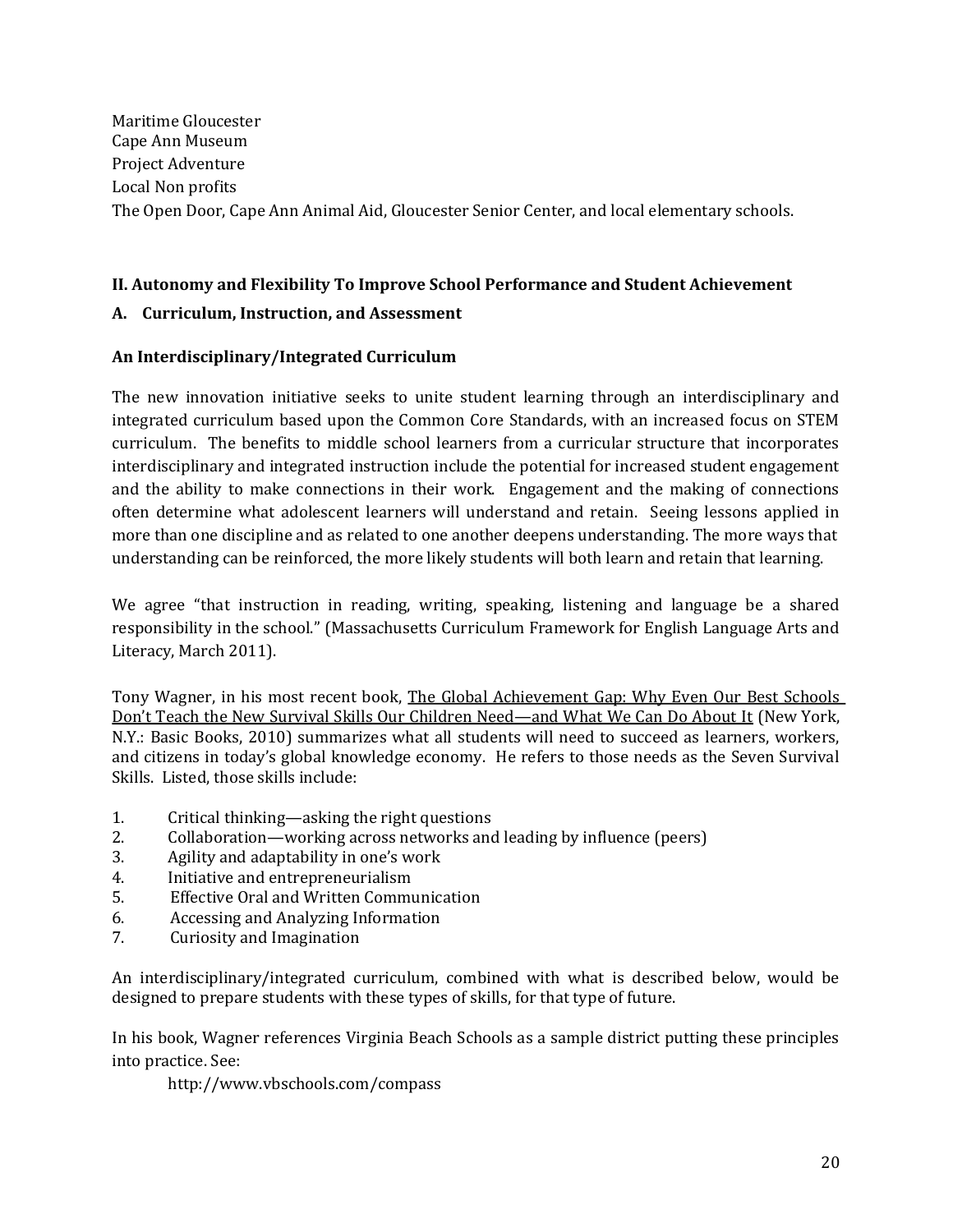Maritime Gloucester
Cape Ann Museum
Project Adventure
Local Non profits
The Open Door, Cape Ann Animal Aid, Gloucester Senior Center, and local elementary schools.

## II. Autonomy and Flexibility To Improve School Performance and Student Achievement

### A. Curriculum, Instruction, and Assessment

#### An Interdisciplinary/Integrated Curriculum

The new innovation initiative seeks to unite student learning through an interdisciplinary and integrated curriculum based upon the Common Core Standards, with an increased focus on STEM curriculum. The benefits to middle school learners from a curricular structure that incorporates interdisciplinary and integrated instruction include the potential for increased student engagement and the ability to make connections in their work. Engagement and the making of connections often determine what adolescent learners will understand and retain. Seeing lessons applied in more than one discipline and as related to one another deepens understanding. The more ways that understanding can be reinforced, the more likely students will both learn and retain that learning.

We agree "that instruction in reading, writing, speaking, listening and language be a shared responsibility in the school." (Massachusetts Curriculum Framework for English Language Arts and Literacy, March 2011).

Tony Wagner, in his most recent book, The Global Achievement Gap: Why Even Our Best Schools Don't Teach the New Survival Skills Our Children Need—and What We Can Do About It (New York, N.Y.: Basic Books, 2010) summarizes what all students will need to succeed as learners, workers, and citizens in today's global knowledge economy. He refers to those needs as the Seven Survival Skills. Listed, those skills include:

1. Critical thinking—asking the right questions
2. Collaboration—working across networks and leading by influence (peers)
3. Agility and adaptability in one's work
4. Initiative and entrepreneurialism
5. Effective Oral and Written Communication
6. Accessing and Analyzing Information
7. Curiosity and Imagination

An interdisciplinary/integrated curriculum, combined with what is described below, would be designed to prepare students with these types of skills, for that type of future.

In his book, Wagner references Virginia Beach Schools as a sample district putting these principles into practice. See:

http://www.vbschools.com/compass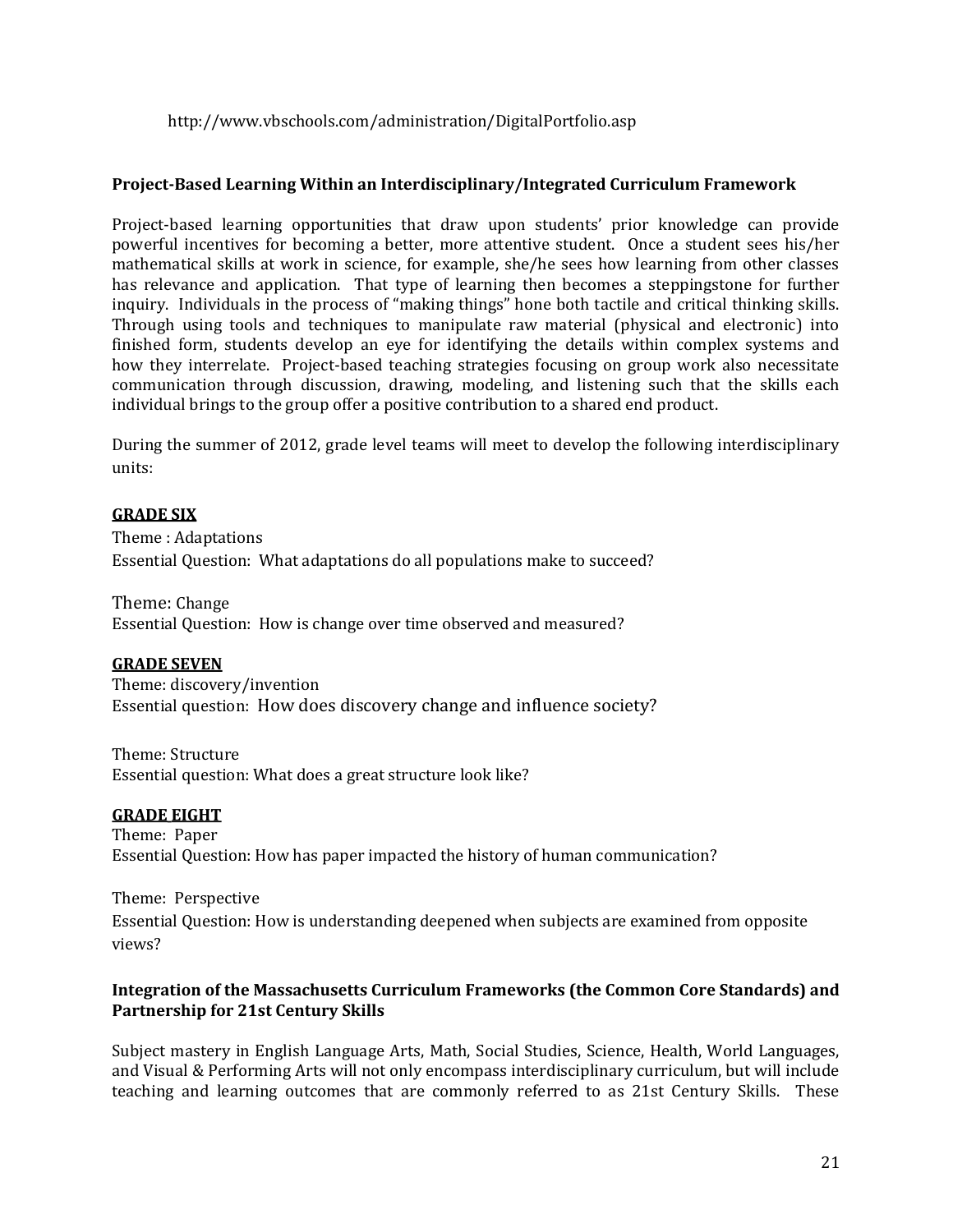http://www.vbschools.com/administration/DigitalPortfolio.asp

**Project-Based Learning Within an Interdisciplinary/Integrated Curriculum Framework**

Project-based learning opportunities that draw upon students' prior knowledge can provide powerful incentives for becoming a better, more attentive student. Once a student sees his/her mathematical skills at work in science, for example, she/he sees how learning from other classes has relevance and application. That type of learning then becomes a steppingstone for further inquiry. Individuals in the process of "making things" hone both tactile and critical thinking skills. Through using tools and techniques to manipulate raw material (physical and electronic) into finished form, students develop an eye for identifying the details within complex systems and how they interrelate. Project-based teaching strategies focusing on group work also necessitate communication through discussion, drawing, modeling, and listening such that the skills each individual brings to the group offer a positive contribution to a shared end product.

During the summer of 2012, grade level teams will meet to develop the following interdisciplinary units:

**GRADE SIX**

Theme : Adaptations
Essential Question: What adaptations do all populations make to succeed?

Theme: Change
Essential Question: How is change over time observed and measured?

**GRADE SEVEN**

Theme: discovery/invention
Essential question: How does discovery change and influence society?

Theme: Structure
Essential question: What does a great structure look like?

**GRADE EIGHT**

Theme: Paper
Essential Question: How has paper impacted the history of human communication?

Theme: Perspective
Essential Question: How is understanding deepened when subjects are examined from opposite views?

**Integration of the Massachusetts Curriculum Frameworks (the Common Core Standards) and Partnership for 21st Century Skills**

Subject mastery in English Language Arts, Math, Social Studies, Science, Health, World Languages, and Visual & Performing Arts will not only encompass interdisciplinary curriculum, but will include teaching and learning outcomes that are commonly referred to as 21st Century Skills. These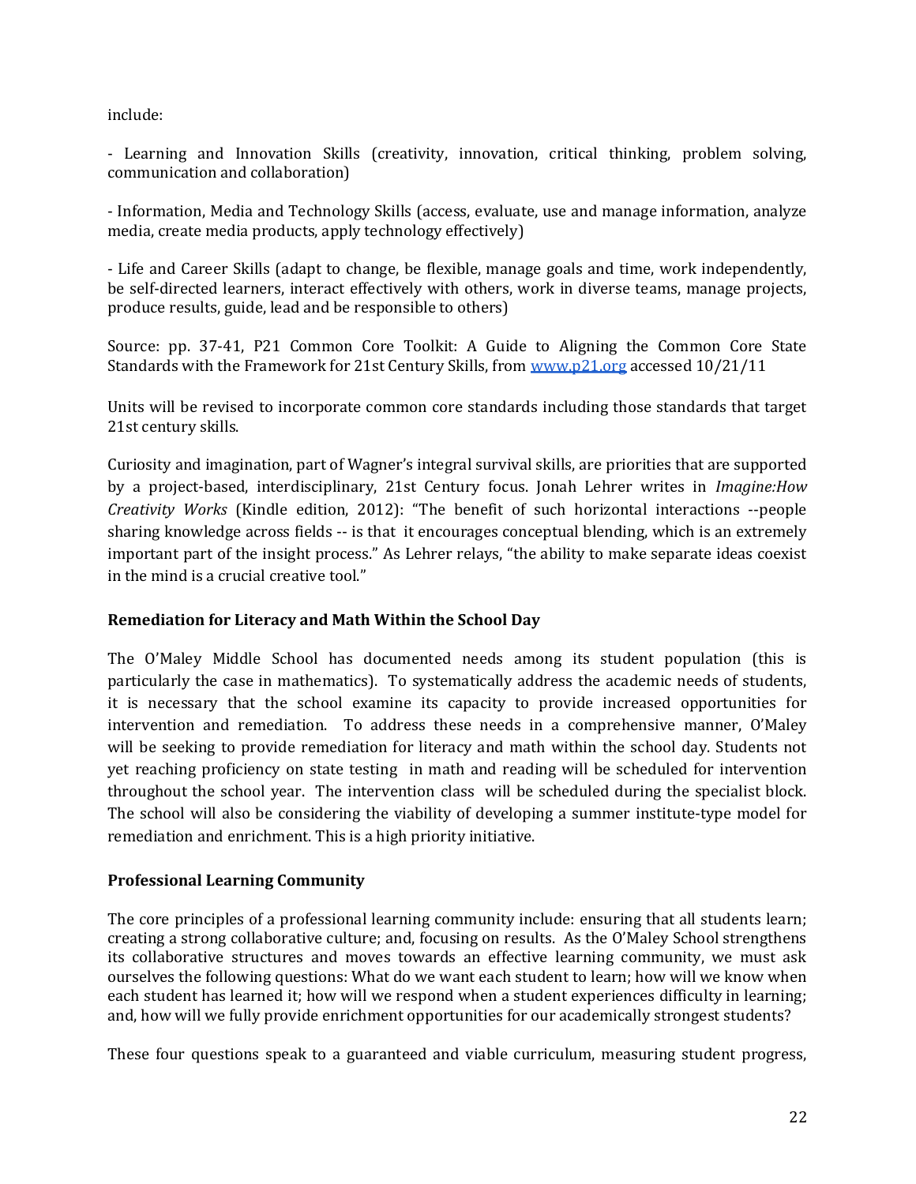include:

- Learning and Innovation Skills (creativity, innovation, critical thinking, problem solving, communication and collaboration)

- Information, Media and Technology Skills (access, evaluate, use and manage information, analyze media, create media products, apply technology effectively)

- Life and Career Skills (adapt to change, be flexible, manage goals and time, work independently, be self-directed learners, interact effectively with others, work in diverse teams, manage projects, produce results, guide, lead and be responsible to others)

Source: pp. 37-41, P21 Common Core Toolkit: A Guide to Aligning the Common Core State Standards with the Framework for 21st Century Skills, from [www.p21.org](http://www.p21.org) accessed 10/21/11

Units will be revised to incorporate common core standards including those standards that target 21st century skills.

Curiosity and imagination, part of Wagner's integral survival skills, are priorities that are supported by a project-based, interdisciplinary, 21st Century focus. Jonah Lehrer writes in *Imagine:How Creativity Works* (Kindle edition, 2012): "The benefit of such horizontal interactions --people sharing knowledge across fields -- is that it encourages conceptual blending, which is an extremely important part of the insight process." As Lehrer relays, "the ability to make separate ideas coexist in the mind is a crucial creative tool."

**Remediation for Literacy and Math Within the School Day**

The O'Maley Middle School has documented needs among its student population (this is particularly the case in mathematics). To systematically address the academic needs of students, it is necessary that the school examine its capacity to provide increased opportunities for intervention and remediation. To address these needs in a comprehensive manner, O'Maley will be seeking to provide remediation for literacy and math within the school day. Students not yet reaching proficiency on state testing in math and reading will be scheduled for intervention throughout the school year. The intervention class will be scheduled during the specialist block. The school will also be considering the viability of developing a summer institute-type model for remediation and enrichment. This is a high priority initiative.

**Professional Learning Community**

The core principles of a professional learning community include: ensuring that all students learn; creating a strong collaborative culture; and, focusing on results. As the O'Maley School strengthens its collaborative structures and moves towards an effective learning community, we must ask ourselves the following questions: What do we want each student to learn; how will we know when each student has learned it; how will we respond when a student experiences difficulty in learning; and, how will we fully provide enrichment opportunities for our academically strongest students?

These four questions speak to a guaranteed and viable curriculum, measuring student progress,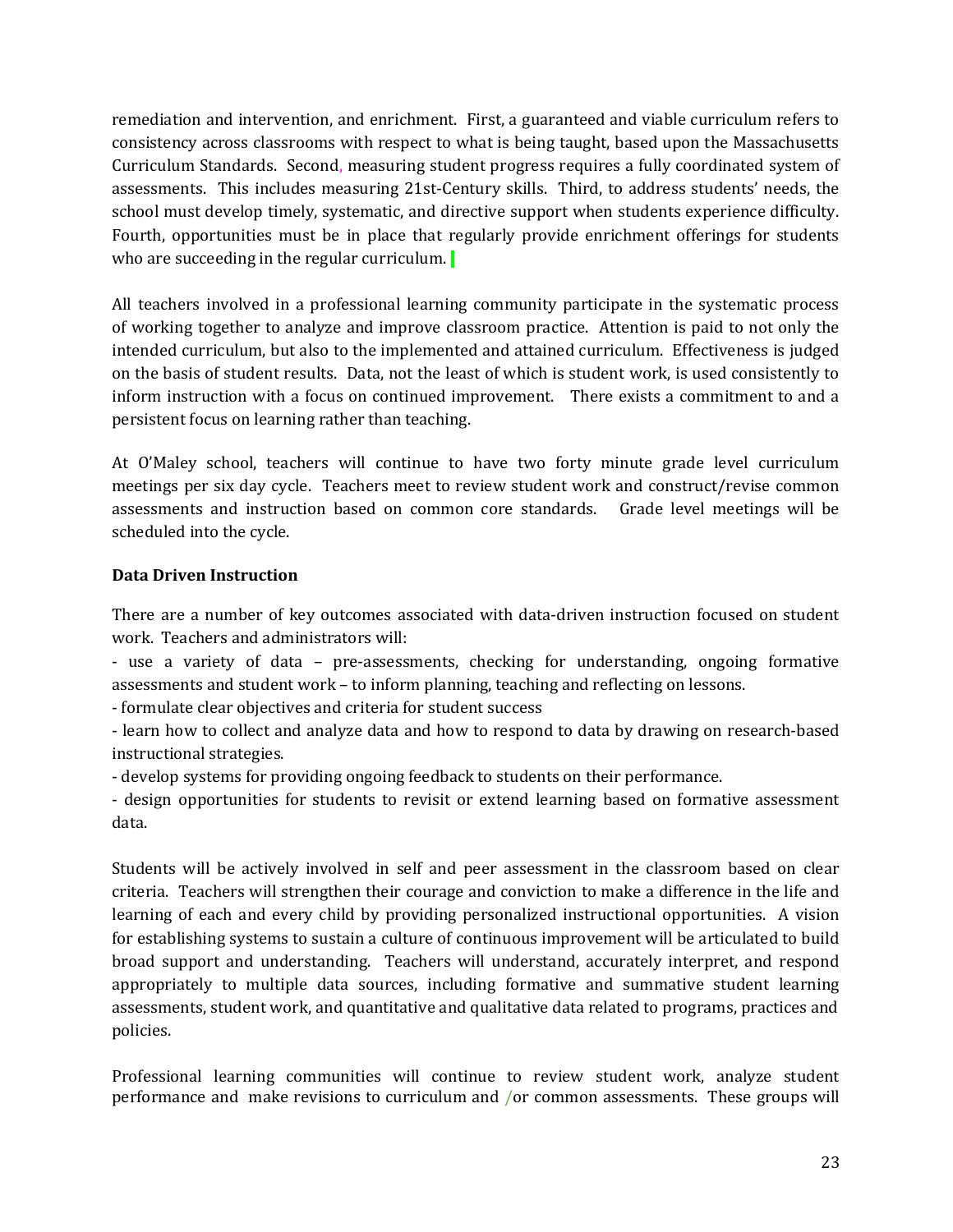remediation and intervention, and enrichment. First, a guaranteed and viable curriculum refers to consistency across classrooms with respect to what is being taught, based upon the Massachusetts Curriculum Standards. Second, measuring student progress requires a fully coordinated system of assessments. This includes measuring 21st-Century skills. Third, to address students' needs, the school must develop timely, systematic, and directive support when students experience difficulty. Fourth, opportunities must be in place that regularly provide enrichment offerings for students who are succeeding in the regular curriculum.

All teachers involved in a professional learning community participate in the systematic process of working together to analyze and improve classroom practice. Attention is paid to not only the intended curriculum, but also to the implemented and attained curriculum. Effectiveness is judged on the basis of student results. Data, not the least of which is student work, is used consistently to inform instruction with a focus on continued improvement. There exists a commitment to and a persistent focus on learning rather than teaching.

At O'Maley school, teachers will continue to have two forty minute grade level curriculum meetings per six day cycle. Teachers meet to review student work and construct/revise common assessments and instruction based on common core standards. Grade level meetings will be scheduled into the cycle.

**Data Driven Instruction**

There are a number of key outcomes associated with data-driven instruction focused on student work. Teachers and administrators will:

- use a variety of data – pre-assessments, checking for understanding, ongoing formative assessments and student work – to inform planning, teaching and reflecting on lessons.
- formulate clear objectives and criteria for student success
- learn how to collect and analyze data and how to respond to data by drawing on research-based instructional strategies.
- develop systems for providing ongoing feedback to students on their performance.
- design opportunities for students to revisit or extend learning based on formative assessment data.

Students will be actively involved in self and peer assessment in the classroom based on clear criteria. Teachers will strengthen their courage and conviction to make a difference in the life and learning of each and every child by providing personalized instructional opportunities. A vision for establishing systems to sustain a culture of continuous improvement will be articulated to build broad support and understanding. Teachers will understand, accurately interpret, and respond appropriately to multiple data sources, including formative and summative student learning assessments, student work, and quantitative and qualitative data related to programs, practices and policies.

Professional learning communities will continue to review student work, analyze student performance and make revisions to curriculum and /or common assessments. These groups will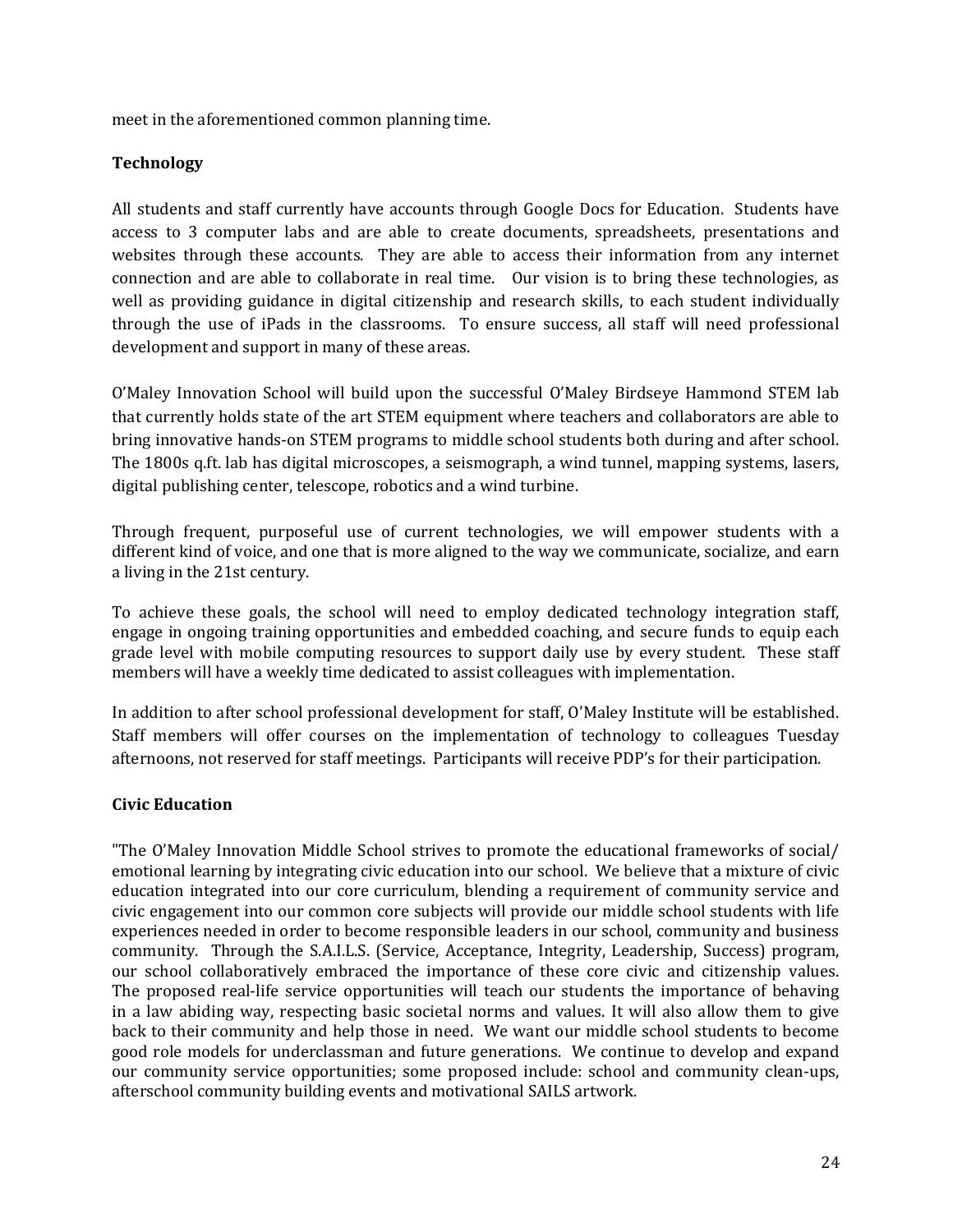meet in the aforementioned common planning time.

**Technology**

All students and staff currently have accounts through Google Docs for Education. Students have access to 3 computer labs and are able to create documents, spreadsheets, presentations and websites through these accounts. They are able to access their information from any internet connection and are able to collaborate in real time. Our vision is to bring these technologies, as well as providing guidance in digital citizenship and research skills, to each student individually through the use of iPads in the classrooms. To ensure success, all staff will need professional development and support in many of these areas.

O'Maley Innovation School will build upon the successful O'Maley Birdseye Hammond STEM lab that currently holds state of the art STEM equipment where teachers and collaborators are able to bring innovative hands-on STEM programs to middle school students both during and after school. The 1800s q.ft. lab has digital microscopes, a seismograph, a wind tunnel, mapping systems, lasers, digital publishing center, telescope, robotics and a wind turbine.

Through frequent, purposeful use of current technologies, we will empower students with a different kind of voice, and one that is more aligned to the way we communicate, socialize, and earn a living in the 21st century.

To achieve these goals, the school will need to employ dedicated technology integration staff, engage in ongoing training opportunities and embedded coaching, and secure funds to equip each grade level with mobile computing resources to support daily use by every student. These staff members will have a weekly time dedicated to assist colleagues with implementation.

In addition to after school professional development for staff, O'Maley Institute will be established. Staff members will offer courses on the implementation of technology to colleagues Tuesday afternoons, not reserved for staff meetings. Participants will receive PDP's for their participation.

**Civic Education**

"The O'Maley Innovation Middle School strives to promote the educational frameworks of social/ emotional learning by integrating civic education into our school. We believe that a mixture of civic education integrated into our core curriculum, blending a requirement of community service and civic engagement into our common core subjects will provide our middle school students with life experiences needed in order to become responsible leaders in our school, community and business community. Through the S.A.I.L.S. (Service, Acceptance, Integrity, Leadership, Success) program, our school collaboratively embraced the importance of these core civic and citizenship values. The proposed real-life service opportunities will teach our students the importance of behaving in a law abiding way, respecting basic societal norms and values. It will also allow them to give back to their community and help those in need. We want our middle school students to become good role models for underclassman and future generations. We continue to develop and expand our community service opportunities; some proposed include: school and community clean-ups, afterschool community building events and motivational SAILS artwork.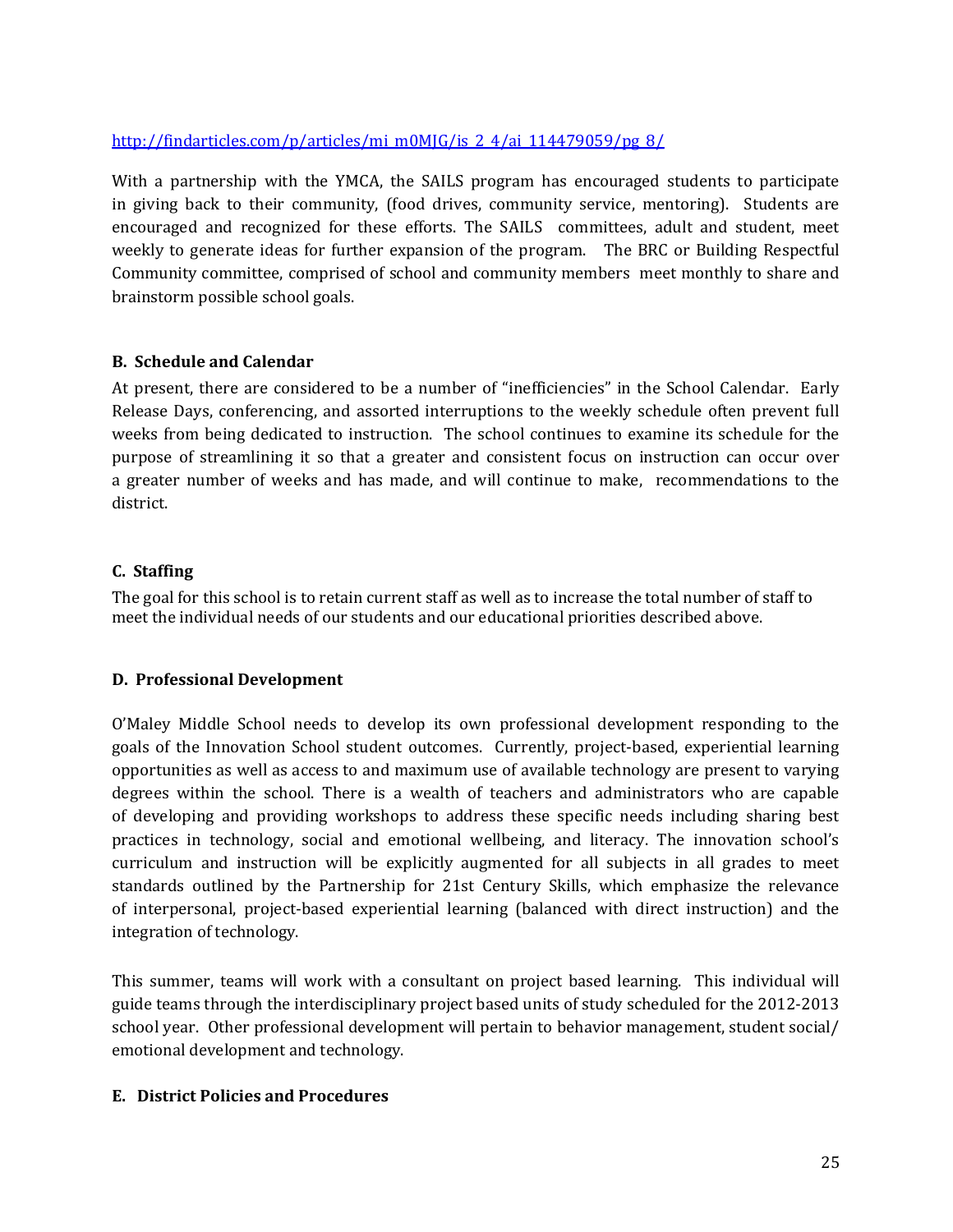http://findarticles.com/p/articles/mi_m0MJG/is_2_4/ai_114479059/pg_8/

With a partnership with the YMCA, the SAILS program has encouraged students to participate in giving back to their community, (food drives, community service, mentoring). Students are encouraged and recognized for these efforts. The SAILS committees, adult and student, meet weekly to generate ideas for further expansion of the program. The BRC or Building Respectful Community committee, comprised of school and community members meet monthly to share and brainstorm possible school goals.

### B. Schedule and Calendar

At present, there are considered to be a number of "inefficiencies" in the School Calendar. Early Release Days, conferencing, and assorted interruptions to the weekly schedule often prevent full weeks from being dedicated to instruction. The school continues to examine its schedule for the purpose of streamlining it so that a greater and consistent focus on instruction can occur over a greater number of weeks and has made, and will continue to make, recommendations to the district.

### C. Staffing

The goal for this school is to retain current staff as well as to increase the total number of staff to meet the individual needs of our students and our educational priorities described above.

### D. Professional Development

O'Maley Middle School needs to develop its own professional development responding to the goals of the Innovation School student outcomes. Currently, project-based, experiential learning opportunities as well as access to and maximum use of available technology are present to varying degrees within the school. There is a wealth of teachers and administrators who are capable of developing and providing workshops to address these specific needs including sharing best practices in technology, social and emotional wellbeing, and literacy. The innovation school's curriculum and instruction will be explicitly augmented for all subjects in all grades to meet standards outlined by the Partnership for 21st Century Skills, which emphasize the relevance of interpersonal, project-based experiential learning (balanced with direct instruction) and the integration of technology.

This summer, teams will work with a consultant on project based learning. This individual will guide teams through the interdisciplinary project based units of study scheduled for the 2012-2013 school year. Other professional development will pertain to behavior management, student social/ emotional development and technology.

### E. District Policies and Procedures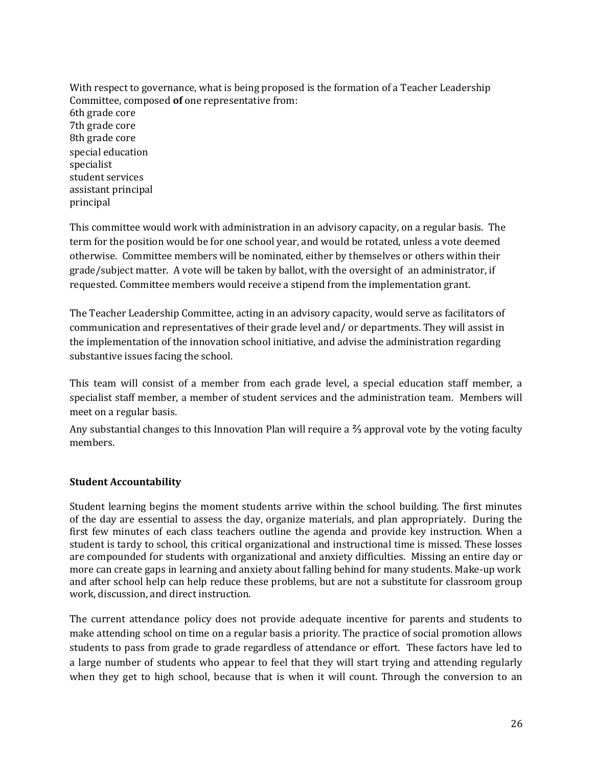With respect to governance, what is being proposed is the formation of a Teacher Leadership Committee, composed **of** one representative from:
6th grade core
7th grade core
8th grade core
special education
specialist
student services
assistant principal
principal

This committee would work with administration in an advisory capacity, on a regular basis. The term for the position would be for one school year, and would be rotated, unless a vote deemed otherwise. Committee members will be nominated, either by themselves or others within their grade/subject matter. A vote will be taken by ballot, with the oversight of an administrator, if requested. Committee members would receive a stipend from the implementation grant.

The Teacher Leadership Committee, acting in an advisory capacity, would serve as facilitators of communication and representatives of their grade level and/ or departments. They will assist in the implementation of the innovation school initiative, and advise the administration regarding substantive issues facing the school.

This team will consist of a member from each grade level, a special education staff member, a specialist staff member, a member of student services and the administration team. Members will meet on a regular basis.

Any substantial changes to this Innovation Plan will require a ⅔ approval vote by the voting faculty members.

**Student Accountability**

Student learning begins the moment students arrive within the school building. The first minutes of the day are essential to assess the day, organize materials, and plan appropriately. During the first few minutes of each class teachers outline the agenda and provide key instruction. When a student is tardy to school, this critical organizational and instructional time is missed. These losses are compounded for students with organizational and anxiety difficulties. Missing an entire day or more can create gaps in learning and anxiety about falling behind for many students. Make-up work and after school help can help reduce these problems, but are not a substitute for classroom group work, discussion, and direct instruction.

The current attendance policy does not provide adequate incentive for parents and students to make attending school on time on a regular basis a priority. The practice of social promotion allows students to pass from grade to grade regardless of attendance or effort. These factors have led to a large number of students who appear to feel that they will start trying and attending regularly when they get to high school, because that is when it will count. Through the conversion to an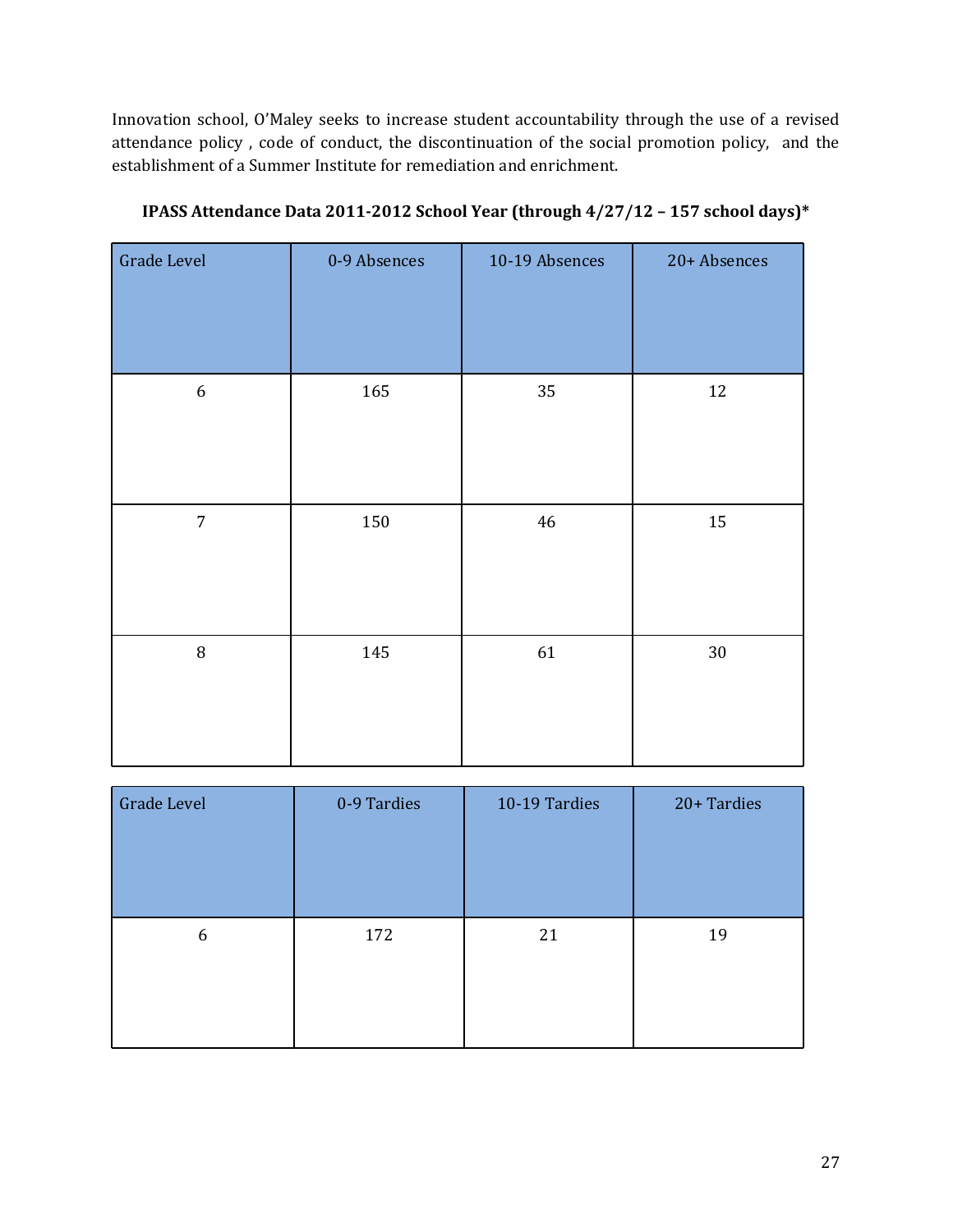Innovation school, O'Maley seeks to increase student accountability through the use of a revised attendance policy , code of conduct, the discontinuation of the social promotion policy, and the establishment of a Summer Institute for remediation and enrichment.

**IPASS Attendance Data 2011-2012 School Year (through 4/27/12 – 157 school days)***

| Grade Level | 0-9 Absences | 10-19 Absences | 20+ Absences |
|---|---|---|---|
| 6 | 165 | 35 | 12 |
| 7 | 150 | 46 | 15 |
| 8 | 145 | 61 | 30 |

| Grade Level | 0-9 Tardies | 10-19 Tardies | 20+ Tardies |
|---|---|---|---|
| 6 | 172 | 21 | 19 |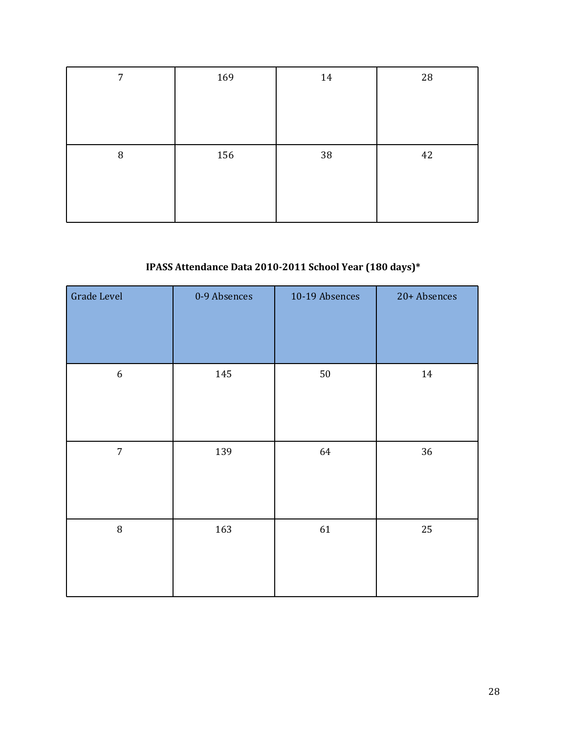| | | | |
|---|---|---|---|
| 7 | 169 | 14 | 28 |
| 8 | 156 | 38 | 42 |

**IPASS Attendance Data 2010-2011 School Year (180 days)***

| Grade Level | 0-9 Absences | 10-19 Absences | 20+ Absences |
|---|---|---|---|
| 6 | 145 | 50 | 14 |
| 7 | 139 | 64 | 36 |
| 8 | 163 | 61 | 25 |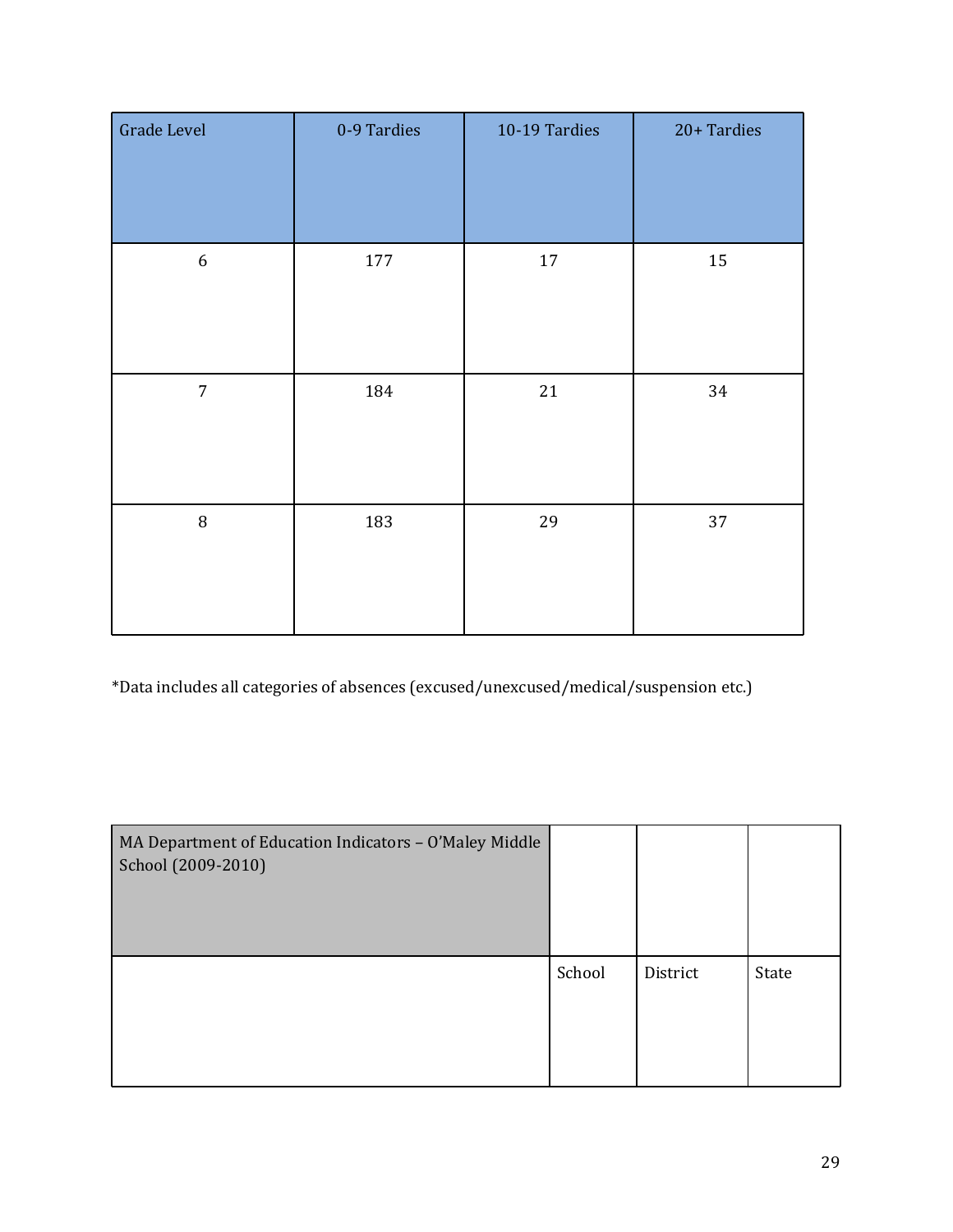| Grade Level | 0-9 Tardies | 10-19 Tardies | 20+ Tardies |
|---|---|---|---|
| 6 | 177 | 17 | 15 |
| 7 | 184 | 21 | 34 |
| 8 | 183 | 29 | 37 |

*Data includes all categories of absences (excused/unexcused/medical/suspension etc.)

| MA Department of Education Indicators – O'Maley Middle School (2009-2010) | | | |
|---|---|---|---|
| | School | District | State |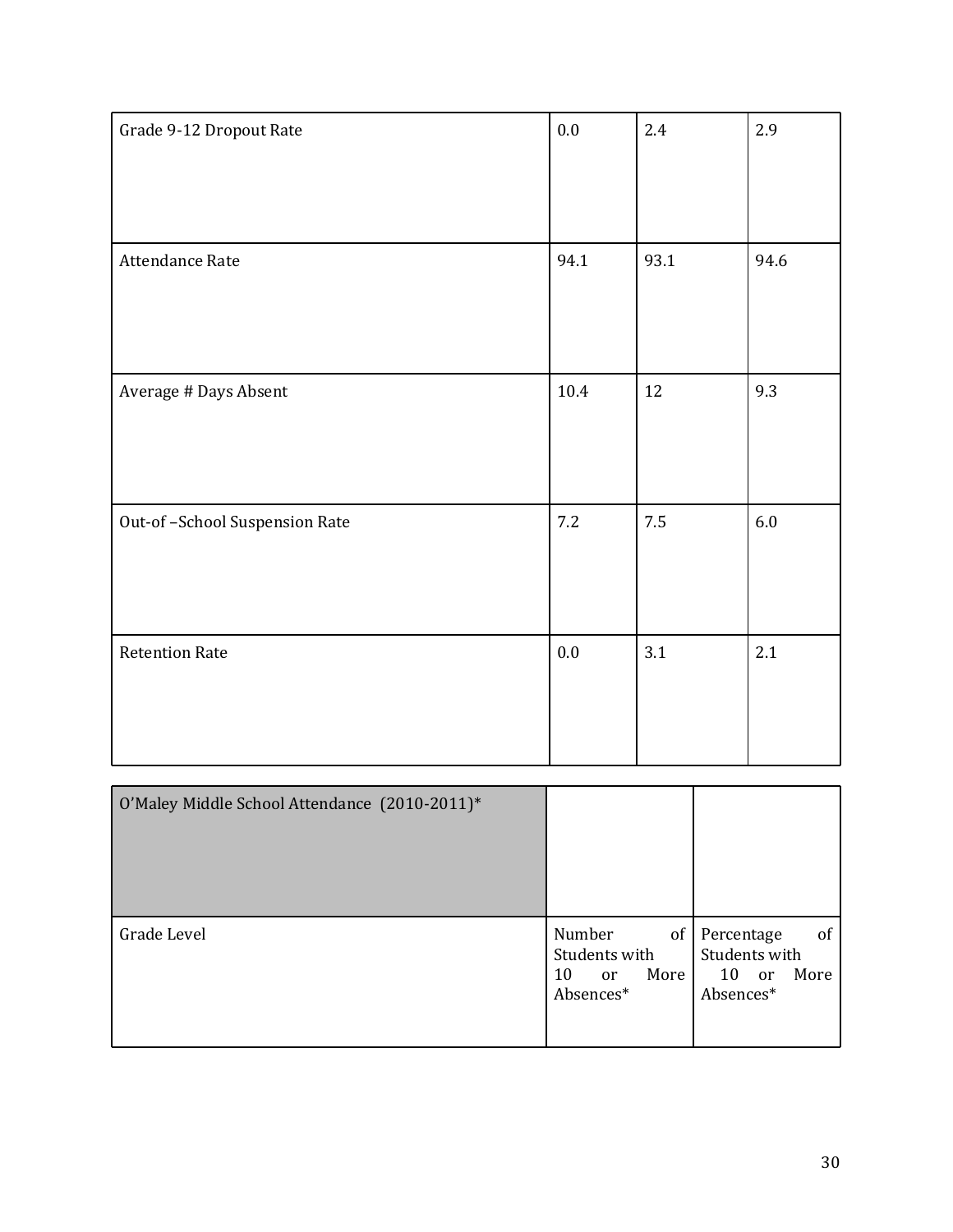| | | | |
|---|---|---|---|
| Grade 9-12 Dropout Rate | 0.0 | 2.4 | 2.9 |
| Attendance Rate | 94.1 | 93.1 | 94.6 |
| Average # Days Absent | 10.4 | 12 | 9.3 |
| Out-of –School Suspension Rate | 7.2 | 7.5 | 6.0 |
| Retention Rate | 0.0 | 3.1 | 2.1 |

| O'Maley Middle School Attendance (2010-2011)* | | |
|---|---|---|
| Grade Level | Number of Students with 10 or More Absences* | Percentage of Students with 10 or More Absences* |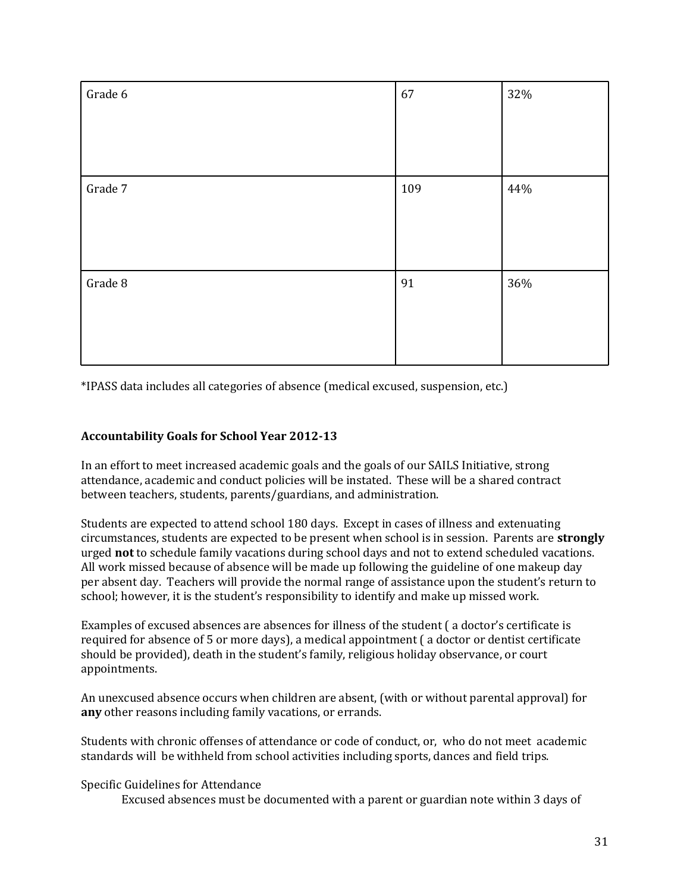| Grade 6 | 67 | 32% |
|---|---|---|
| Grade 7 | 109 | 44% |
| Grade 8 | 91 | 36% |

*IPASS data includes all categories of absence (medical excused, suspension, etc.)

**Accountability Goals for School Year 2012-13**

In an effort to meet increased academic goals and the goals of our SAILS Initiative, strong attendance, academic and conduct policies will be instated. These will be a shared contract between teachers, students, parents/guardians, and administration.

Students are expected to attend school 180 days. Except in cases of illness and extenuating circumstances, students are expected to be present when school is in session. Parents are **strongly** urged **not** to schedule family vacations during school days and not to extend scheduled vacations. All work missed because of absence will be made up following the guideline of one makeup day per absent day. Teachers will provide the normal range of assistance upon the student's return to school; however, it is the student's responsibility to identify and make up missed work.

Examples of excused absences are absences for illness of the student ( a doctor's certificate is required for absence of 5 or more days), a medical appointment ( a doctor or dentist certificate should be provided), death in the student's family, religious holiday observance, or court appointments.

An unexcused absence occurs when children are absent, (with or without parental approval) for **any** other reasons including family vacations, or errands.

Students with chronic offenses of attendance or code of conduct, or, who do not meet academic standards will be withheld from school activities including sports, dances and field trips.

Specific Guidelines for Attendance

Excused absences must be documented with a parent or guardian note within 3 days of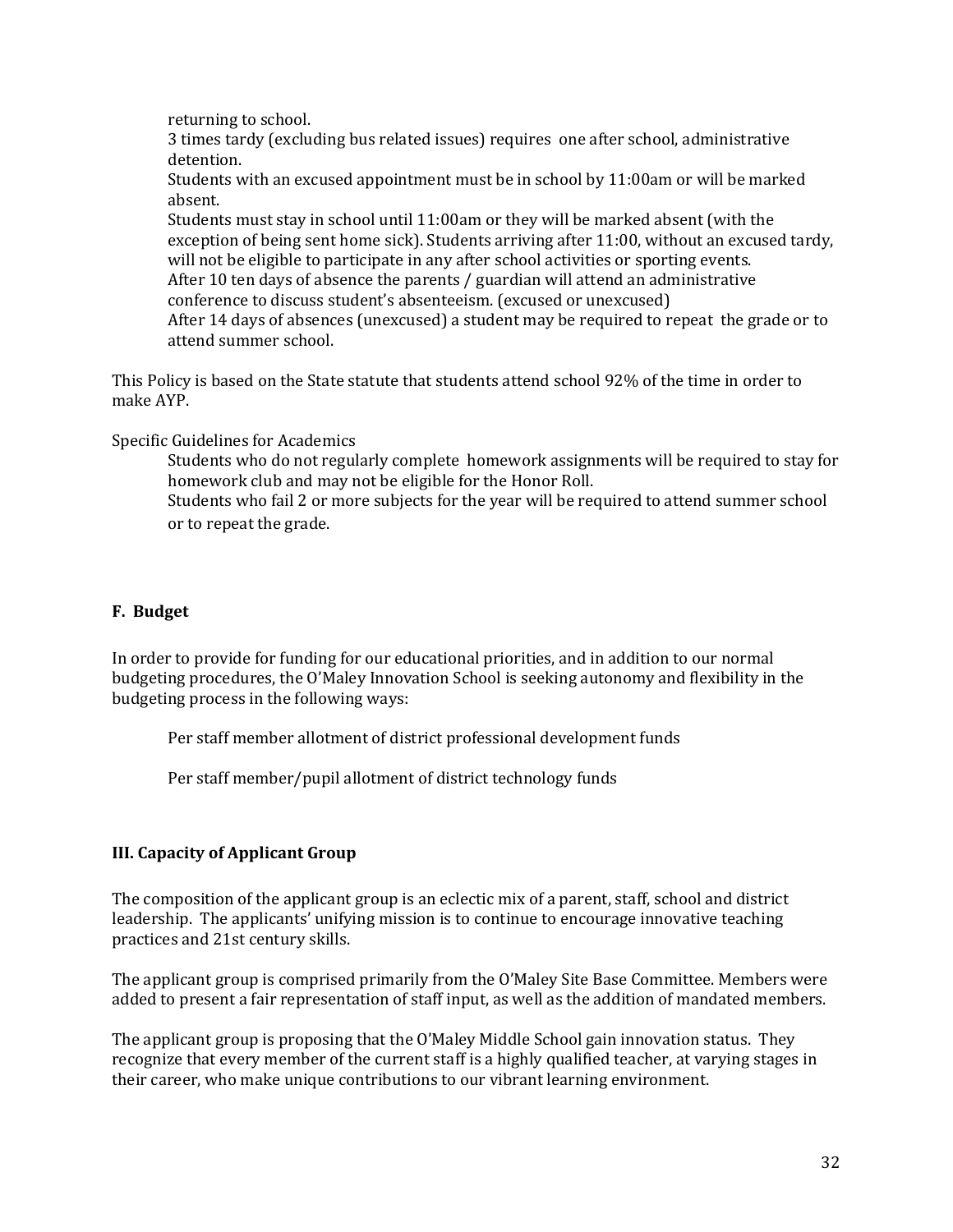returning to school.

3 times tardy (excluding bus related issues) requires one after school, administrative detention.

Students with an excused appointment must be in school by 11:00am or will be marked absent.

Students must stay in school until 11:00am or they will be marked absent (with the exception of being sent home sick). Students arriving after 11:00, without an excused tardy, will not be eligible to participate in any after school activities or sporting events.

After 10 ten days of absence the parents / guardian will attend an administrative conference to discuss student's absenteeism. (excused or unexcused)

After 14 days of absences (unexcused) a student may be required to repeat the grade or to attend summer school.

This Policy is based on the State statute that students attend school 92% of the time in order to make AYP.

Specific Guidelines for Academics

Students who do not regularly complete homework assignments will be required to stay for homework club and may not be eligible for the Honor Roll.

Students who fail 2 or more subjects for the year will be required to attend summer school or to repeat the grade.

**F. Budget**

In order to provide for funding for our educational priorities, and in addition to our normal budgeting procedures, the O'Maley Innovation School is seeking autonomy and flexibility in the budgeting process in the following ways:

Per staff member allotment of district professional development funds

Per staff member/pupil allotment of district technology funds

**III. Capacity of Applicant Group**

The composition of the applicant group is an eclectic mix of a parent, staff, school and district leadership. The applicants' unifying mission is to continue to encourage innovative teaching practices and 21st century skills.

The applicant group is comprised primarily from the O'Maley Site Base Committee. Members were added to present a fair representation of staff input, as well as the addition of mandated members.

The applicant group is proposing that the O'Maley Middle School gain innovation status. They recognize that every member of the current staff is a highly qualified teacher, at varying stages in their career, who make unique contributions to our vibrant learning environment.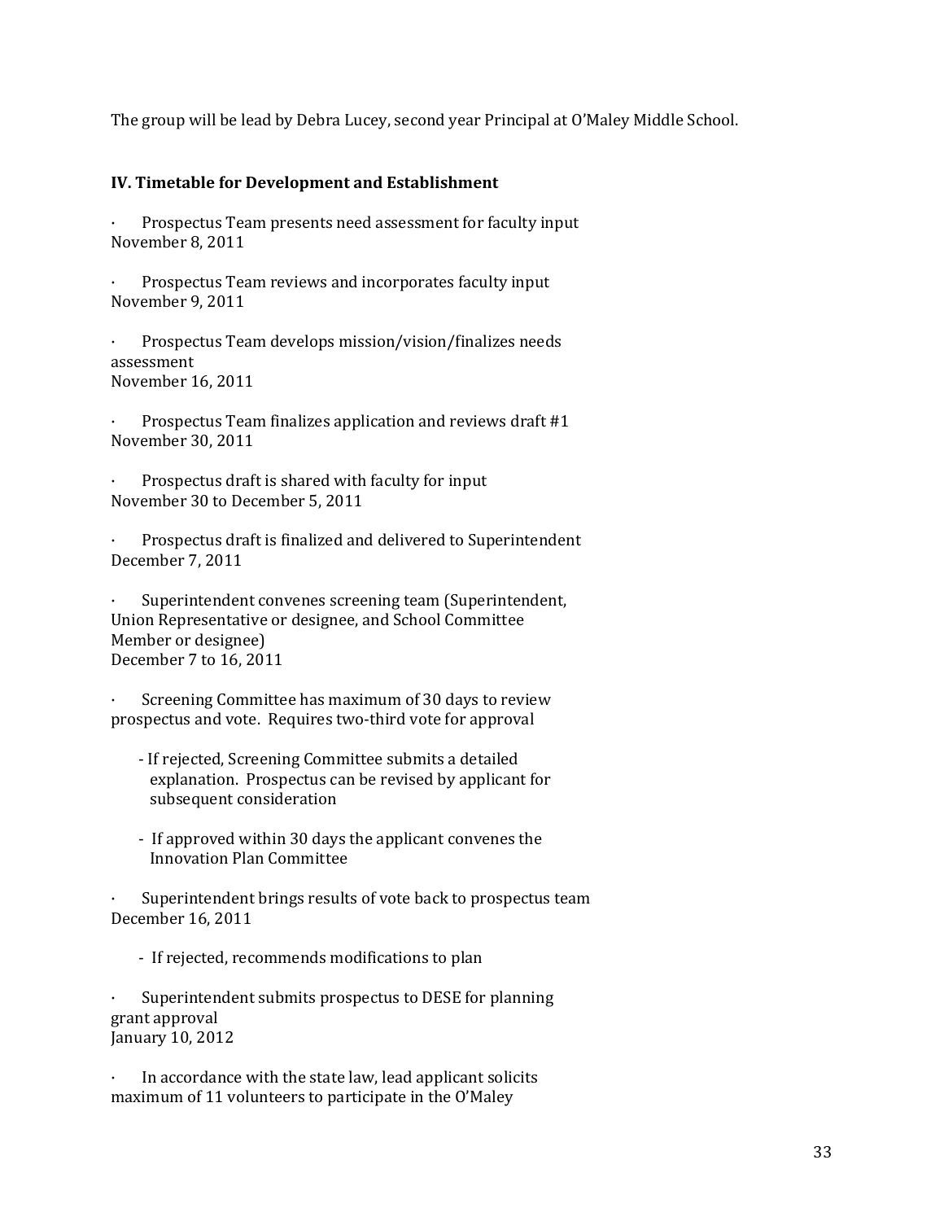The group will be lead by Debra Lucey, second year Principal at O'Maley Middle School.

### IV. Timetable for Development and Establishment

- Prospectus Team presents need assessment for faculty input
November 8, 2011

- Prospectus Team reviews and incorporates faculty input
November 9, 2011

- Prospectus Team develops mission/vision/finalizes needs assessment
November 16, 2011

- Prospectus Team finalizes application and reviews draft #1
November 30, 2011

- Prospectus draft is shared with faculty for input
November 30 to December 5, 2011

- Prospectus draft is finalized and delivered to Superintendent
December 7, 2011

- Superintendent convenes screening team (Superintendent, Union Representative or designee, and School Committee Member or designee)
December 7 to 16, 2011

- Screening Committee has maximum of 30 days to review prospectus and vote. Requires two-third vote for approval
  - If rejected, Screening Committee submits a detailed explanation. Prospectus can be revised by applicant for subsequent consideration
  - If approved within 30 days the applicant convenes the Innovation Plan Committee

- Superintendent brings results of vote back to prospectus team
December 16, 2011
  - If rejected, recommends modifications to plan

- Superintendent submits prospectus to DESE for planning grant approval
January 10, 2012

- In accordance with the state law, lead applicant solicits maximum of 11 volunteers to participate in the O'Maley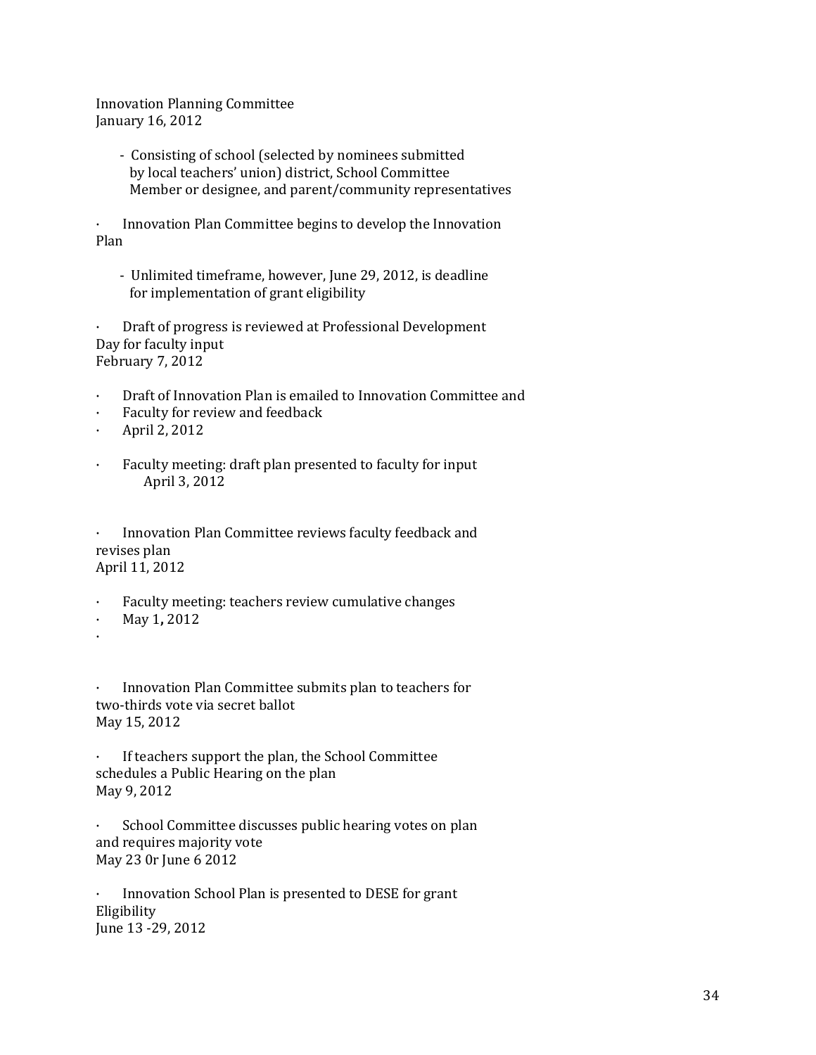Innovation Planning Committee
January 16, 2012

- Consisting of school (selected by nominees submitted by local teachers' union) district, School Committee Member or designee, and parent/community representatives

· Innovation Plan Committee begins to develop the Innovation Plan

- Unlimited timeframe, however, June 29, 2012, is deadline for implementation of grant eligibility

· Draft of progress is reviewed at Professional Development Day for faculty input
February 7, 2012

· Draft of Innovation Plan is emailed to Innovation Committee and
· Faculty for review and feedback
· April 2, 2012

· Faculty meeting: draft plan presented to faculty for input
April 3, 2012

· Innovation Plan Committee reviews faculty feedback and revises plan
April 11, 2012

· Faculty meeting: teachers review cumulative changes
· May 1**,** 2012
·

· Innovation Plan Committee submits plan to teachers for two-thirds vote via secret ballot
May 15, 2012

· If teachers support the plan, the School Committee schedules a Public Hearing on the plan
May 9, 2012

· School Committee discusses public hearing votes on plan and requires majority vote
May 23 0r June 6 2012

· Innovation School Plan is presented to DESE for grant Eligibility
June 13 -29, 2012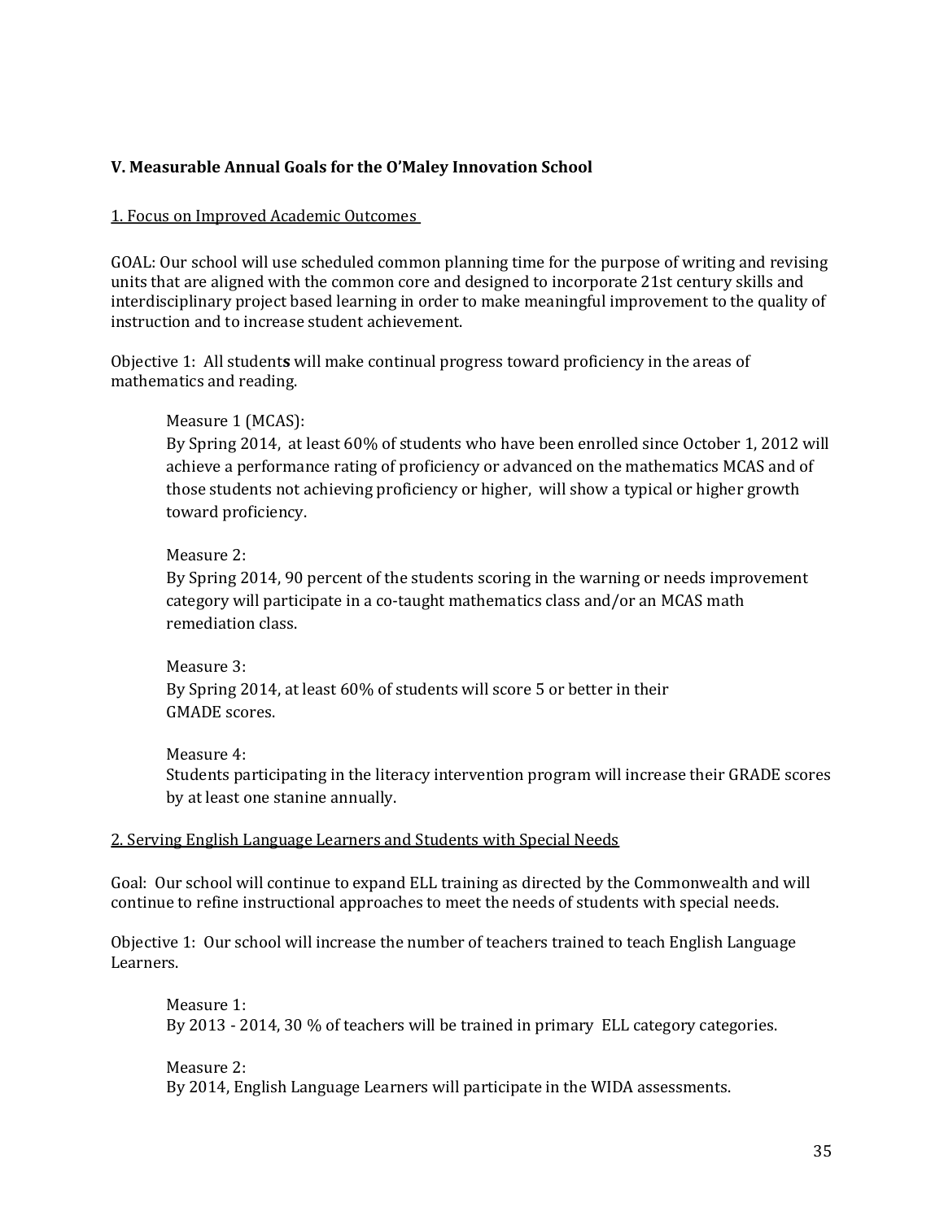### V. Measurable Annual Goals for the O'Maley Innovation School

1. Focus on Improved Academic Outcomes

GOAL: Our school will use scheduled common planning time for the purpose of writing and revising units that are aligned with the common core and designed to incorporate 21st century skills and interdisciplinary project based learning in order to make meaningful improvement to the quality of instruction and to increase student achievement.

Objective 1: All student**s** will make continual progress toward proficiency in the areas of mathematics and reading.

> Measure 1 (MCAS):
> By Spring 2014, at least 60% of students who have been enrolled since October 1, 2012 will achieve a performance rating of proficiency or advanced on the mathematics MCAS and of those students not achieving proficiency or higher, will show a typical or higher growth toward proficiency.
>
> Measure 2:
> By Spring 2014, 90 percent of the students scoring in the warning or needs improvement category will participate in a co-taught mathematics class and/or an MCAS math remediation class.
>
> Measure 3:
> By Spring 2014, at least 60% of students will score 5 or better in their GMADE scores.
>
> Measure 4:
> Students participating in the literacy intervention program will increase their GRADE scores by at least one stanine annually.

2. Serving English Language Learners and Students with Special Needs

Goal: Our school will continue to expand ELL training as directed by the Commonwealth and will continue to refine instructional approaches to meet the needs of students with special needs.

Objective 1: Our school will increase the number of teachers trained to teach English Language Learners.

> Measure 1:
> By 2013 - 2014, 30 % of teachers will be trained in primary ELL category categories.
>
> Measure 2:
> By 2014, English Language Learners will participate in the WIDA assessments.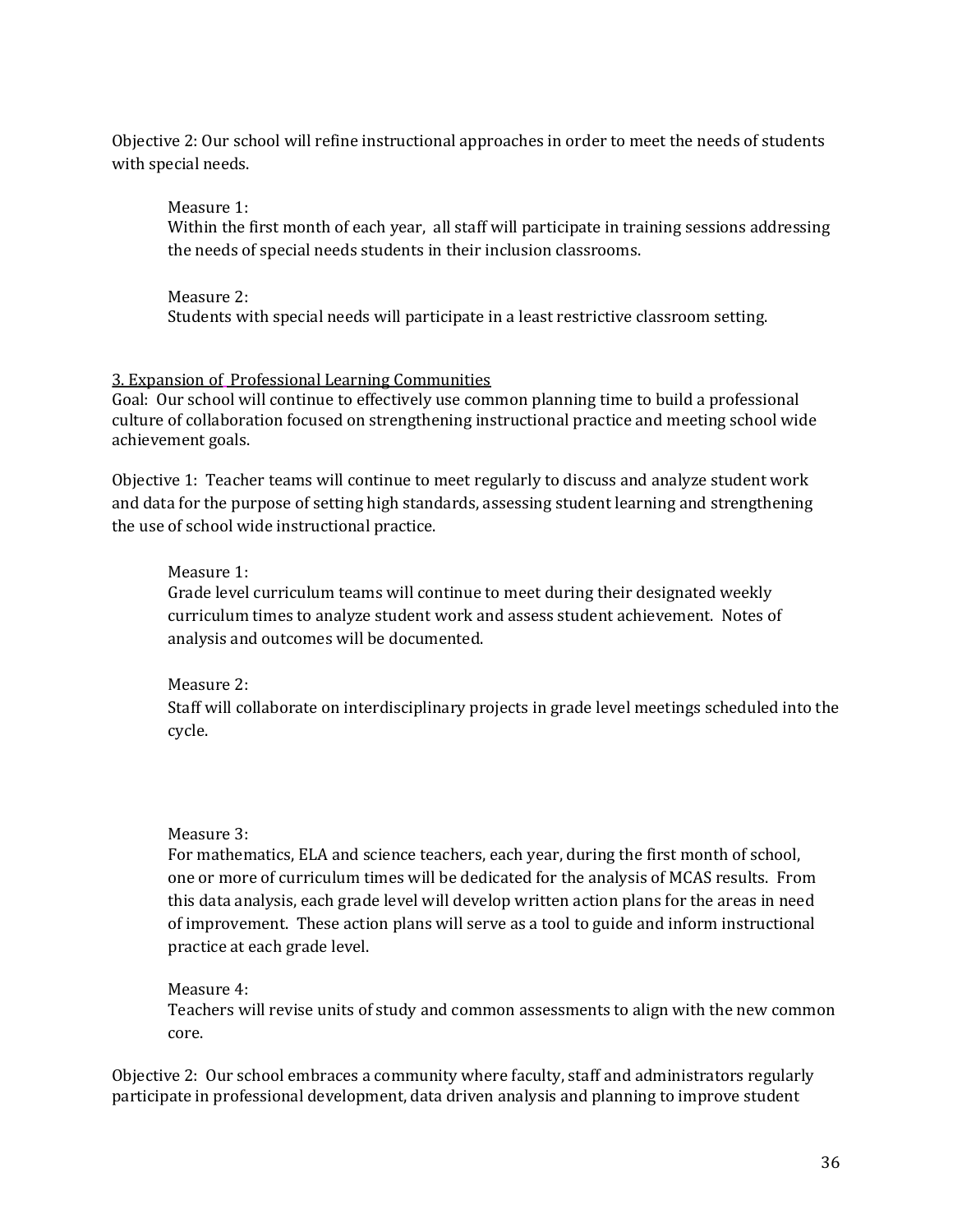Objective 2: Our school will refine instructional approaches in order to meet the needs of students with special needs.

> Measure 1:
> Within the first month of each year, all staff will participate in training sessions addressing the needs of special needs students in their inclusion classrooms.
>
> Measure 2:
> Students with special needs will participate in a least restrictive classroom setting.

<u>3. Expansion of Professional Learning Communities</u>

Goal: Our school will continue to effectively use common planning time to build a professional culture of collaboration focused on strengthening instructional practice and meeting school wide achievement goals.

Objective 1: Teacher teams will continue to meet regularly to discuss and analyze student work and data for the purpose of setting high standards, assessing student learning and strengthening the use of school wide instructional practice.

> Measure 1:
> Grade level curriculum teams will continue to meet during their designated weekly curriculum times to analyze student work and assess student achievement. Notes of analysis and outcomes will be documented.
>
> Measure 2:
> Staff will collaborate on interdisciplinary projects in grade level meetings scheduled into the cycle.
>
> Measure 3:
> For mathematics, ELA and science teachers, each year, during the first month of school, one or more of curriculum times will be dedicated for the analysis of MCAS results. From this data analysis, each grade level will develop written action plans for the areas in need of improvement. These action plans will serve as a tool to guide and inform instructional practice at each grade level.
>
> Measure 4:
> Teachers will revise units of study and common assessments to align with the new common core.

Objective 2: Our school embraces a community where faculty, staff and administrators regularly participate in professional development, data driven analysis and planning to improve student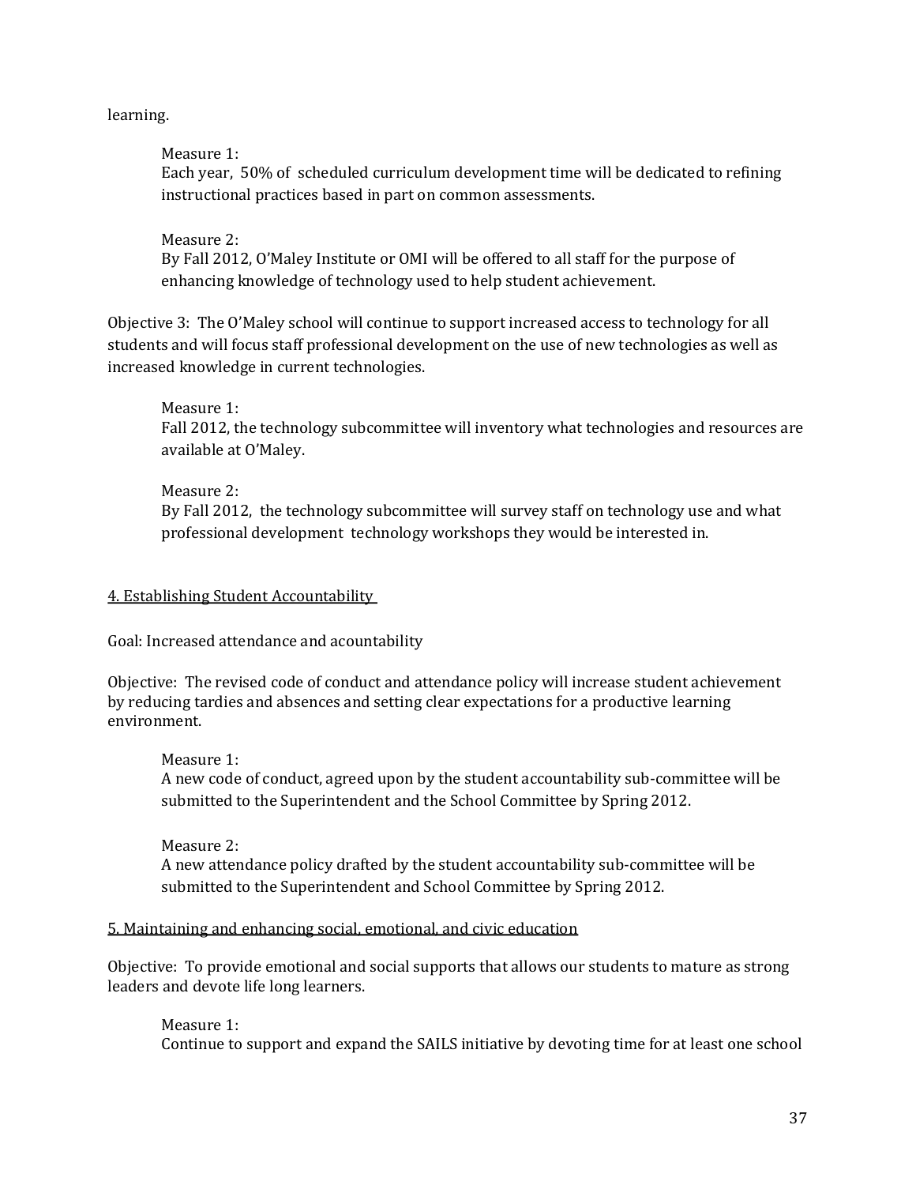learning.

Measure 1:
Each year, 50% of scheduled curriculum development time will be dedicated to refining instructional practices based in part on common assessments.

Measure 2:
By Fall 2012, O'Maley Institute or OMI will be offered to all staff for the purpose of enhancing knowledge of technology used to help student achievement.

Objective 3: The O'Maley school will continue to support increased access to technology for all students and will focus staff professional development on the use of new technologies as well as increased knowledge in current technologies.

Measure 1:
Fall 2012, the technology subcommittee will inventory what technologies and resources are available at O'Maley.

Measure 2:
By Fall 2012, the technology subcommittee will survey staff on technology use and what professional development technology workshops they would be interested in.

<u>4. Establishing Student Accountability</u>

Goal: Increased attendance and acountability

Objective: The revised code of conduct and attendance policy will increase student achievement by reducing tardies and absences and setting clear expectations for a productive learning environment.

Measure 1:
A new code of conduct, agreed upon by the student accountability sub-committee will be submitted to the Superintendent and the School Committee by Spring 2012.

Measure 2:
A new attendance policy drafted by the student accountability sub-committee will be submitted to the Superintendent and School Committee by Spring 2012.

<u>5. Maintaining and enhancing social, emotional, and civic education</u>

Objective: To provide emotional and social supports that allows our students to mature as strong leaders and devote life long learners.

Measure 1:
Continue to support and expand the SAILS initiative by devoting time for at least one school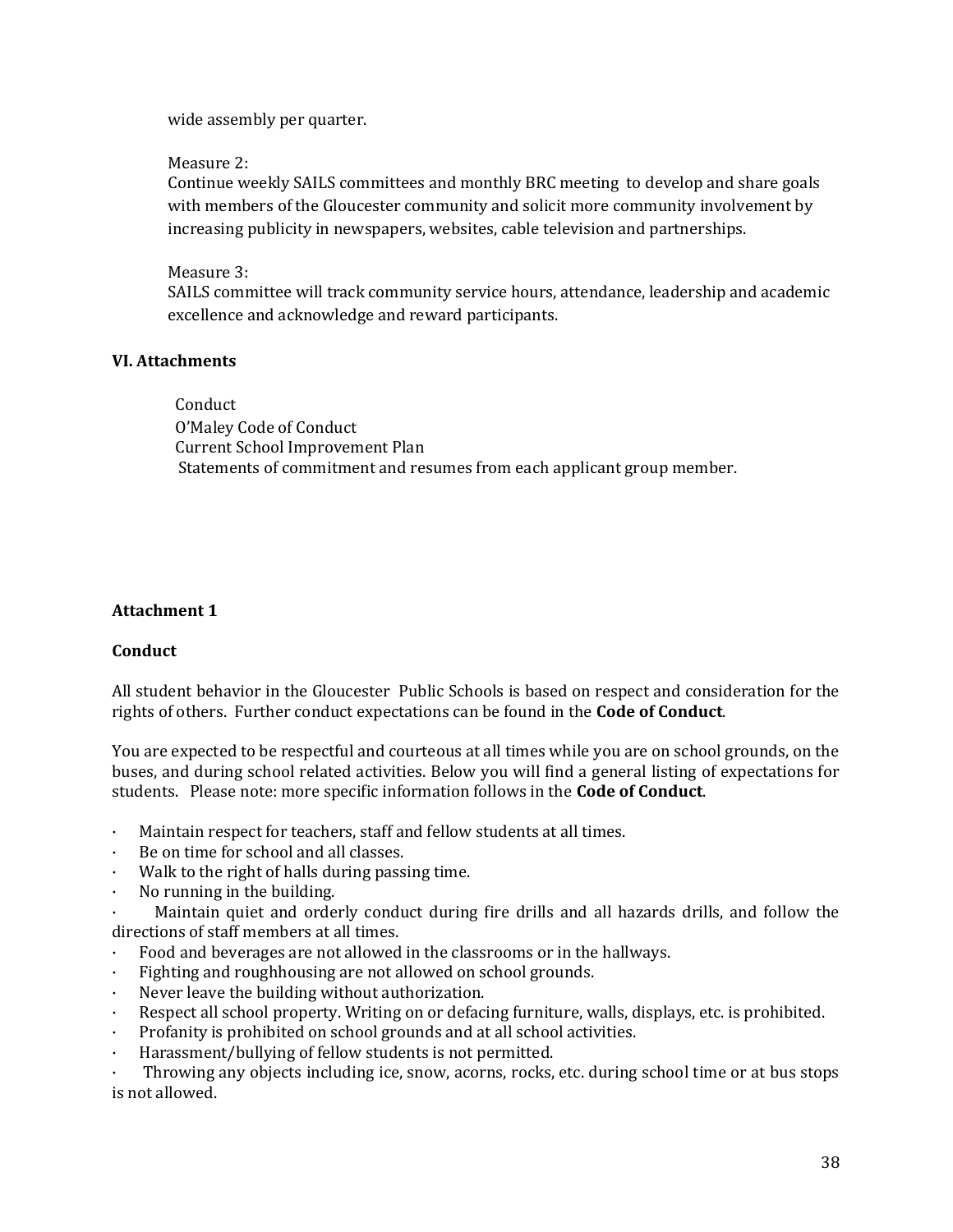wide assembly per quarter.

Measure 2:
Continue weekly SAILS committees and monthly BRC meeting to develop and share goals with members of the Gloucester community and solicit more community involvement by increasing publicity in newspapers, websites, cable television and partnerships.

Measure 3:
SAILS committee will track community service hours, attendance, leadership and academic excellence and acknowledge and reward participants.

**VI. Attachments**

Conduct
O'Maley Code of Conduct
Current School Improvement Plan
Statements of commitment and resumes from each applicant group member.

**Attachment 1**

**Conduct**

All student behavior in the Gloucester Public Schools is based on respect and consideration for the rights of others. Further conduct expectations can be found in the **Code of Conduct**.

You are expected to be respectful and courteous at all times while you are on school grounds, on the buses, and during school related activities. Below you will find a general listing of expectations for students. Please note: more specific information follows in the **Code of Conduct**.

- Maintain respect for teachers, staff and fellow students at all times.
- Be on time for school and all classes.
- Walk to the right of halls during passing time.
- No running in the building.
- Maintain quiet and orderly conduct during fire drills and all hazards drills, and follow the directions of staff members at all times.
- Food and beverages are not allowed in the classrooms or in the hallways.
- Fighting and roughhousing are not allowed on school grounds.
- Never leave the building without authorization.
- Respect all school property. Writing on or defacing furniture, walls, displays, etc. is prohibited.
- Profanity is prohibited on school grounds and at all school activities.
- Harassment/bullying of fellow students is not permitted.
- Throwing any objects including ice, snow, acorns, rocks, etc. during school time or at bus stops is not allowed.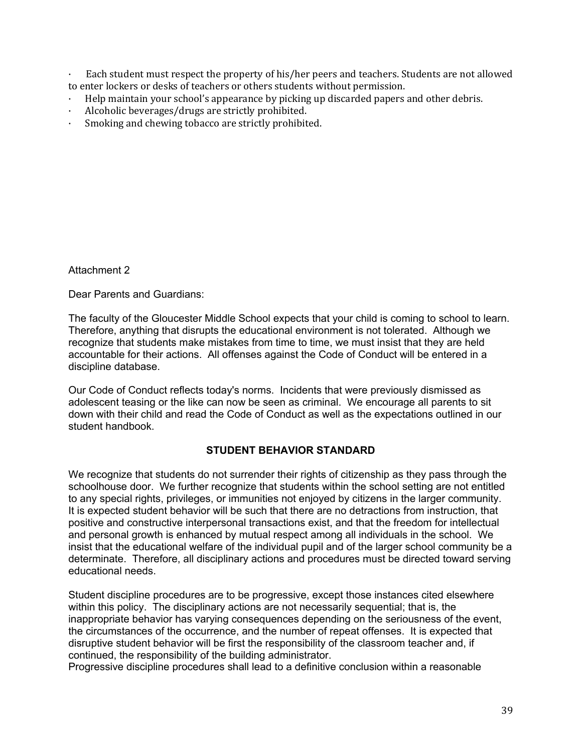- Each student must respect the property of his/her peers and teachers. Students are not allowed to enter lockers or desks of teachers or others students without permission.
- Help maintain your school's appearance by picking up discarded papers and other debris.
- Alcoholic beverages/drugs are strictly prohibited.
- Smoking and chewing tobacco are strictly prohibited.

Attachment 2

Dear Parents and Guardians:

The faculty of the Gloucester Middle School expects that your child is coming to school to learn. Therefore, anything that disrupts the educational environment is not tolerated. Although we recognize that students make mistakes from time to time, we must insist that they are held accountable for their actions. All offenses against the Code of Conduct will be entered in a discipline database.

Our Code of Conduct reflects today's norms. Incidents that were previously dismissed as adolescent teasing or the like can now be seen as criminal. We encourage all parents to sit down with their child and read the Code of Conduct as well as the expectations outlined in our student handbook.

## STUDENT BEHAVIOR STANDARD

We recognize that students do not surrender their rights of citizenship as they pass through the schoolhouse door. We further recognize that students within the school setting are not entitled to any special rights, privileges, or immunities not enjoyed by citizens in the larger community. It is expected student behavior will be such that there are no detractions from instruction, that positive and constructive interpersonal transactions exist, and that the freedom for intellectual and personal growth is enhanced by mutual respect among all individuals in the school. We insist that the educational welfare of the individual pupil and of the larger school community be a determinate. Therefore, all disciplinary actions and procedures must be directed toward serving educational needs.

Student discipline procedures are to be progressive, except those instances cited elsewhere within this policy. The disciplinary actions are not necessarily sequential; that is, the inappropriate behavior has varying consequences depending on the seriousness of the event, the circumstances of the occurrence, and the number of repeat offenses. It is expected that disruptive student behavior will be first the responsibility of the classroom teacher and, if continued, the responsibility of the building administrator.
Progressive discipline procedures shall lead to a definitive conclusion within a reasonable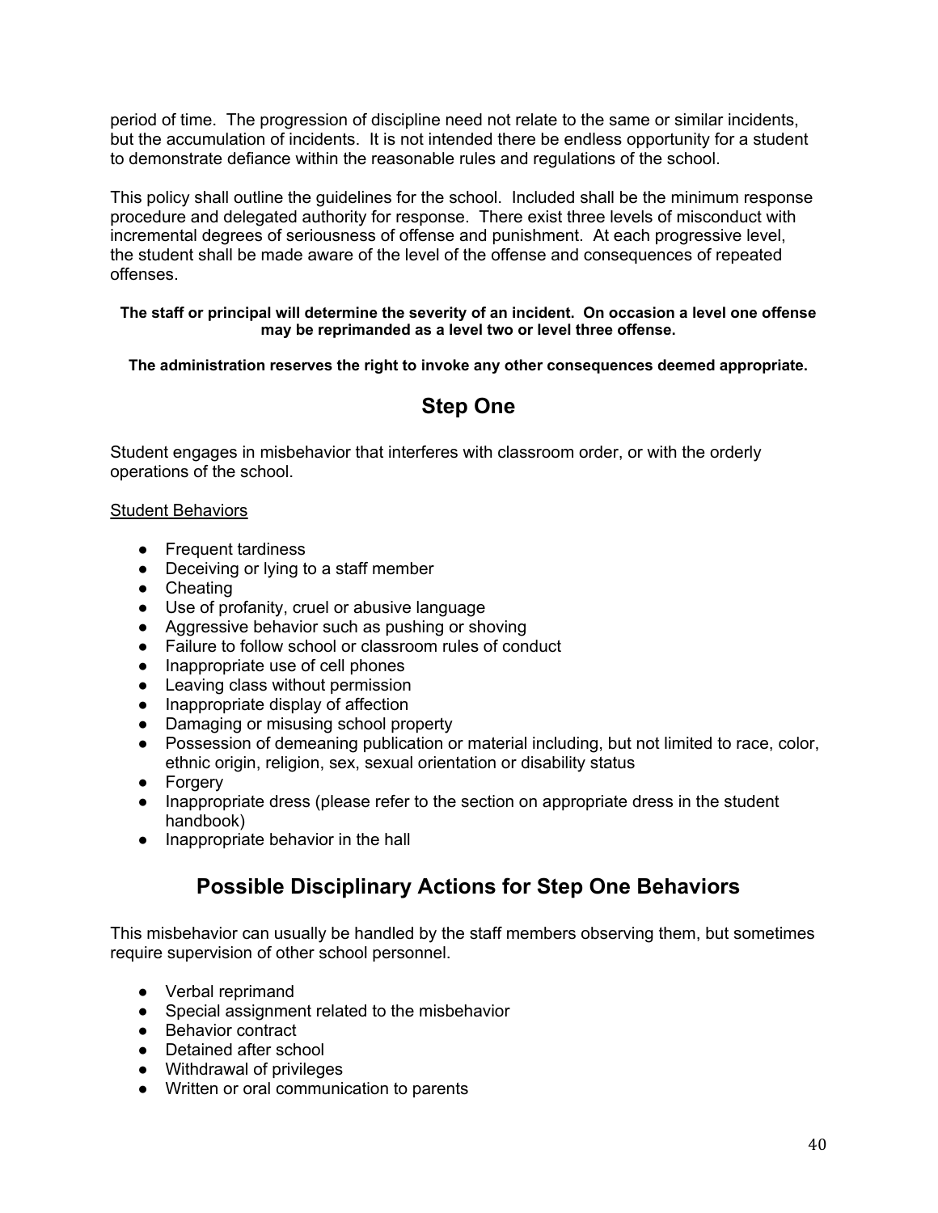period of time. The progression of discipline need not relate to the same or similar incidents, but the accumulation of incidents. It is not intended there be endless opportunity for a student to demonstrate defiance within the reasonable rules and regulations of the school.

This policy shall outline the guidelines for the school. Included shall be the minimum response procedure and delegated authority for response. There exist three levels of misconduct with incremental degrees of seriousness of offense and punishment. At each progressive level, the student shall be made aware of the level of the offense and consequences of repeated offenses.

**The staff or principal will determine the severity of an incident. On occasion a level one offense may be reprimanded as a level two or level three offense.**

**The administration reserves the right to invoke any other consequences deemed appropriate.**

## Step One

Student engages in misbehavior that interferes with classroom order, or with the orderly operations of the school.

Student Behaviors

- Frequent tardiness
- Deceiving or lying to a staff member
- Cheating
- Use of profanity, cruel or abusive language
- Aggressive behavior such as pushing or shoving
- Failure to follow school or classroom rules of conduct
- Inappropriate use of cell phones
- Leaving class without permission
- Inappropriate display of affection
- Damaging or misusing school property
- Possession of demeaning publication or material including, but not limited to race, color, ethnic origin, religion, sex, sexual orientation or disability status
- Forgery
- Inappropriate dress (please refer to the section on appropriate dress in the student handbook)
- Inappropriate behavior in the hall

## Possible Disciplinary Actions for Step One Behaviors

This misbehavior can usually be handled by the staff members observing them, but sometimes require supervision of other school personnel.

- Verbal reprimand
- Special assignment related to the misbehavior
- Behavior contract
- Detained after school
- Withdrawal of privileges
- Written or oral communication to parents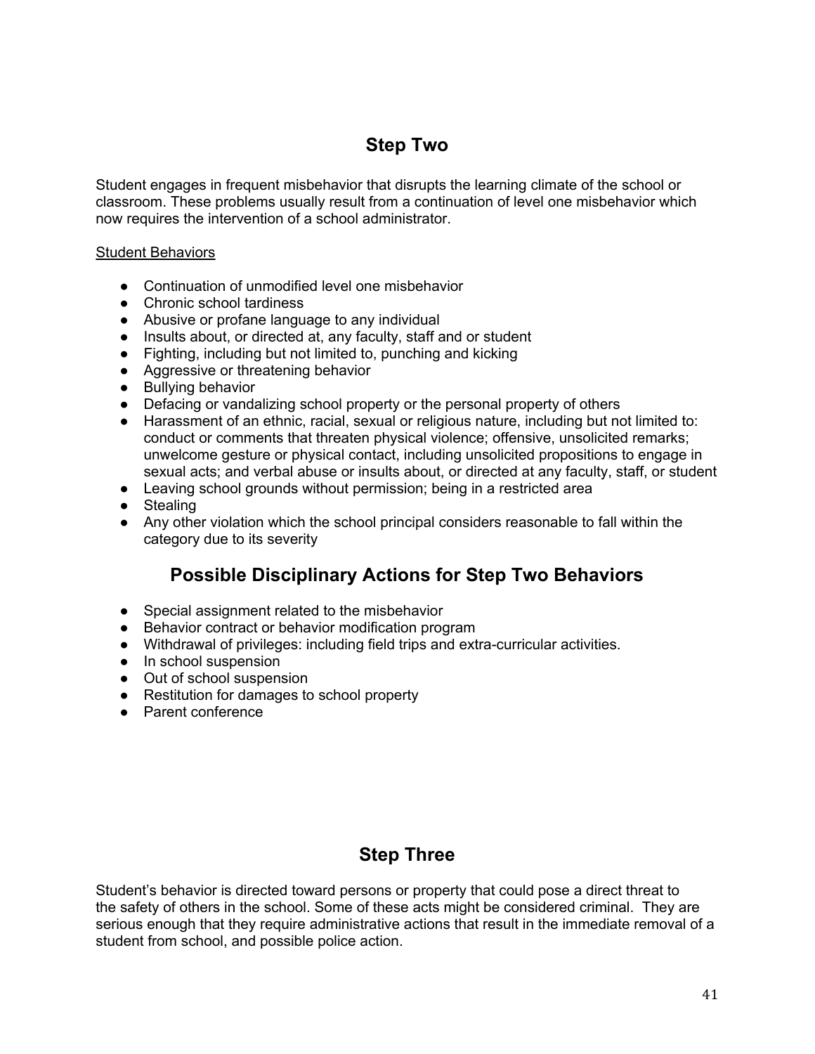## Step Two

Student engages in frequent misbehavior that disrupts the learning climate of the school or classroom. These problems usually result from a continuation of level one misbehavior which now requires the intervention of a school administrator.

<u>Student Behaviors</u>

- Continuation of unmodified level one misbehavior
- Chronic school tardiness
- Abusive or profane language to any individual
- Insults about, or directed at, any faculty, staff and or student
- Fighting, including but not limited to, punching and kicking
- Aggressive or threatening behavior
- Bullying behavior
- Defacing or vandalizing school property or the personal property of others
- Harassment of an ethnic, racial, sexual or religious nature, including but not limited to: conduct or comments that threaten physical violence; offensive, unsolicited remarks; unwelcome gesture or physical contact, including unsolicited propositions to engage in sexual acts; and verbal abuse or insults about, or directed at any faculty, staff, or student
- Leaving school grounds without permission; being in a restricted area
- Stealing
- Any other violation which the school principal considers reasonable to fall within the category due to its severity

## Possible Disciplinary Actions for Step Two Behaviors

- Special assignment related to the misbehavior
- Behavior contract or behavior modification program
- Withdrawal of privileges: including field trips and extra-curricular activities.
- In school suspension
- Out of school suspension
- Restitution for damages to school property
- Parent conference

## Step Three

Student's behavior is directed toward persons or property that could pose a direct threat to the safety of others in the school. Some of these acts might be considered criminal. They are serious enough that they require administrative actions that result in the immediate removal of a student from school, and possible police action.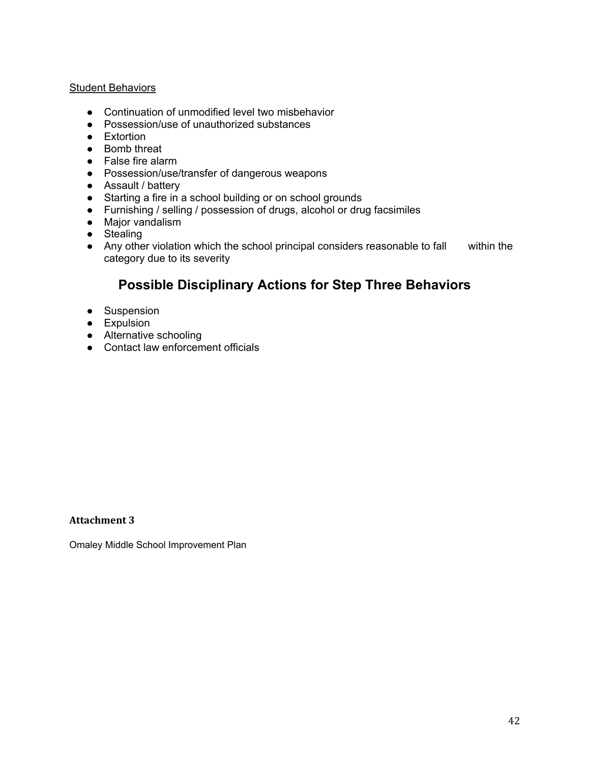<u>Student Behaviors</u>

- Continuation of unmodified level two misbehavior
- Possession/use of unauthorized substances
- Extortion
- Bomb threat
- False fire alarm
- Possession/use/transfer of dangerous weapons
- Assault / battery
- Starting a fire in a school building or on school grounds
- Furnishing / selling / possession of drugs, alcohol or drug facsimiles
- Major vandalism
- Stealing
- Any other violation which the school principal considers reasonable to fall within the category due to its severity

## Possible Disciplinary Actions for Step Three Behaviors

- Suspension
- Expulsion
- Alternative schooling
- Contact law enforcement officials

**Attachment 3**

Omaley Middle School Improvement Plan